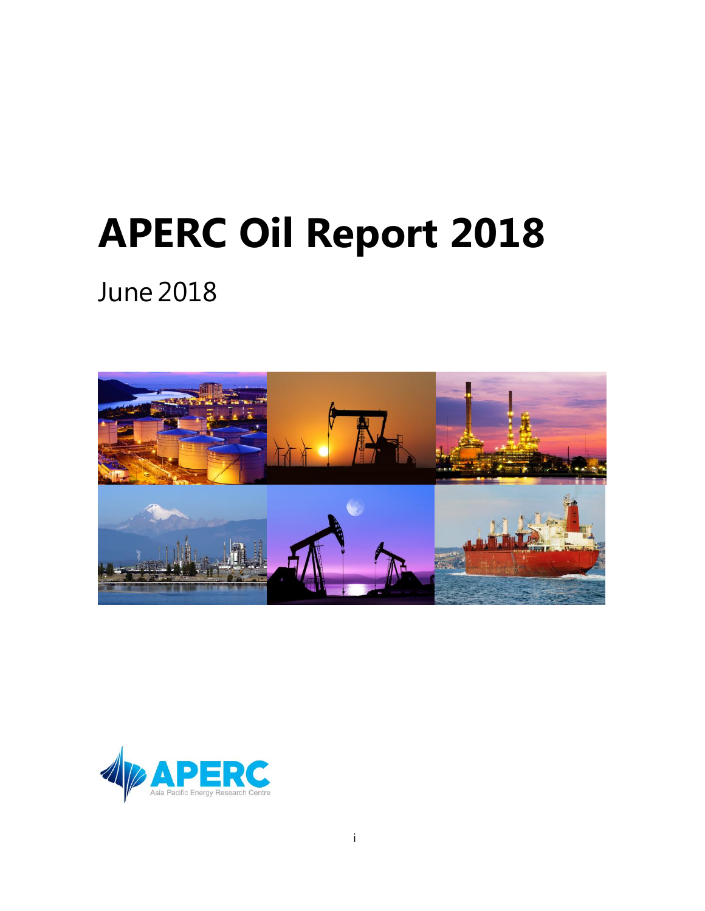# APERC Oil Report 2018

June 2018

APERC
Asia Pacific Energy Research Centre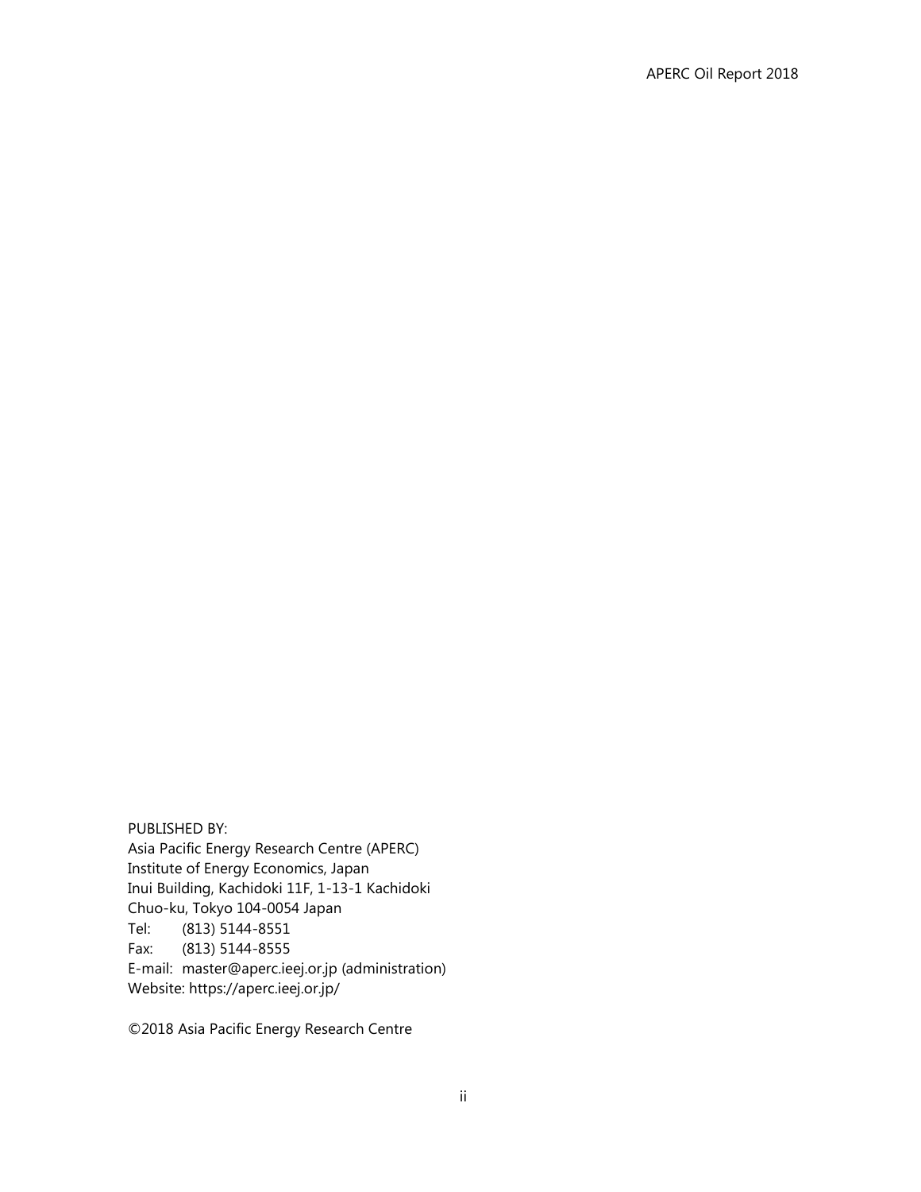PUBLISHED BY:
Asia Pacific Energy Research Centre (APERC)
Institute of Energy Economics, Japan
Inui Building, Kachidoki 11F, 1-13-1 Kachidoki
Chuo-ku, Tokyo 104-0054 Japan
Tel: (813) 5144-8551
Fax: (813) 5144-8555
E-mail: master@aperc.ieej.or.jp (administration)
Website: https://aperc.ieej.or.jp/

©2018 Asia Pacific Energy Research Centre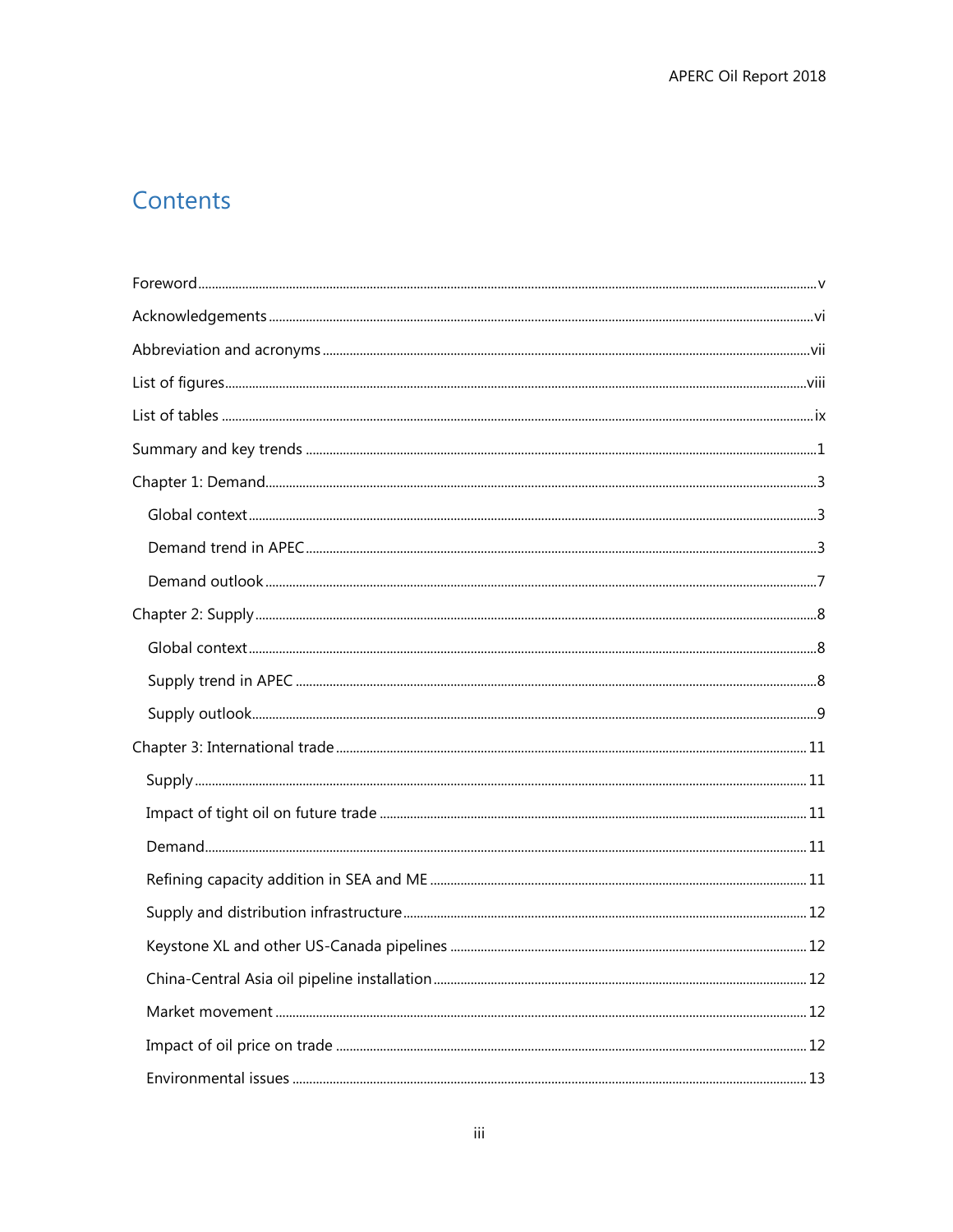# Contents

Foreword ........................................................ v

Acknowledgements ........................................................ vi

Abbreviation and acronyms ........................................................ vii

List of figures ........................................................ viii

List of tables ........................................................ ix

Summary and key trends ........................................................ 1

Chapter 1: Demand ........................................................ 3

- Global context ........................................................ 3
- Demand trend in APEC ........................................................ 3
- Demand outlook ........................................................ 7

Chapter 2: Supply ........................................................ 8

- Global context ........................................................ 8
- Supply trend in APEC ........................................................ 8
- Supply outlook ........................................................ 9

Chapter 3: International trade ........................................................ 11

- Supply ........................................................ 11
- Impact of tight oil on future trade ........................................................ 11
- Demand ........................................................ 11
- Refining capacity addition in SEA and ME ........................................................ 11
- Supply and distribution infrastructure ........................................................ 12
- Keystone XL and other US-Canada pipelines ........................................................ 12
- China-Central Asia oil pipeline installation ........................................................ 12
- Market movement ........................................................ 12
- Impact of oil price on trade ........................................................ 12
- Environmental issues ........................................................ 13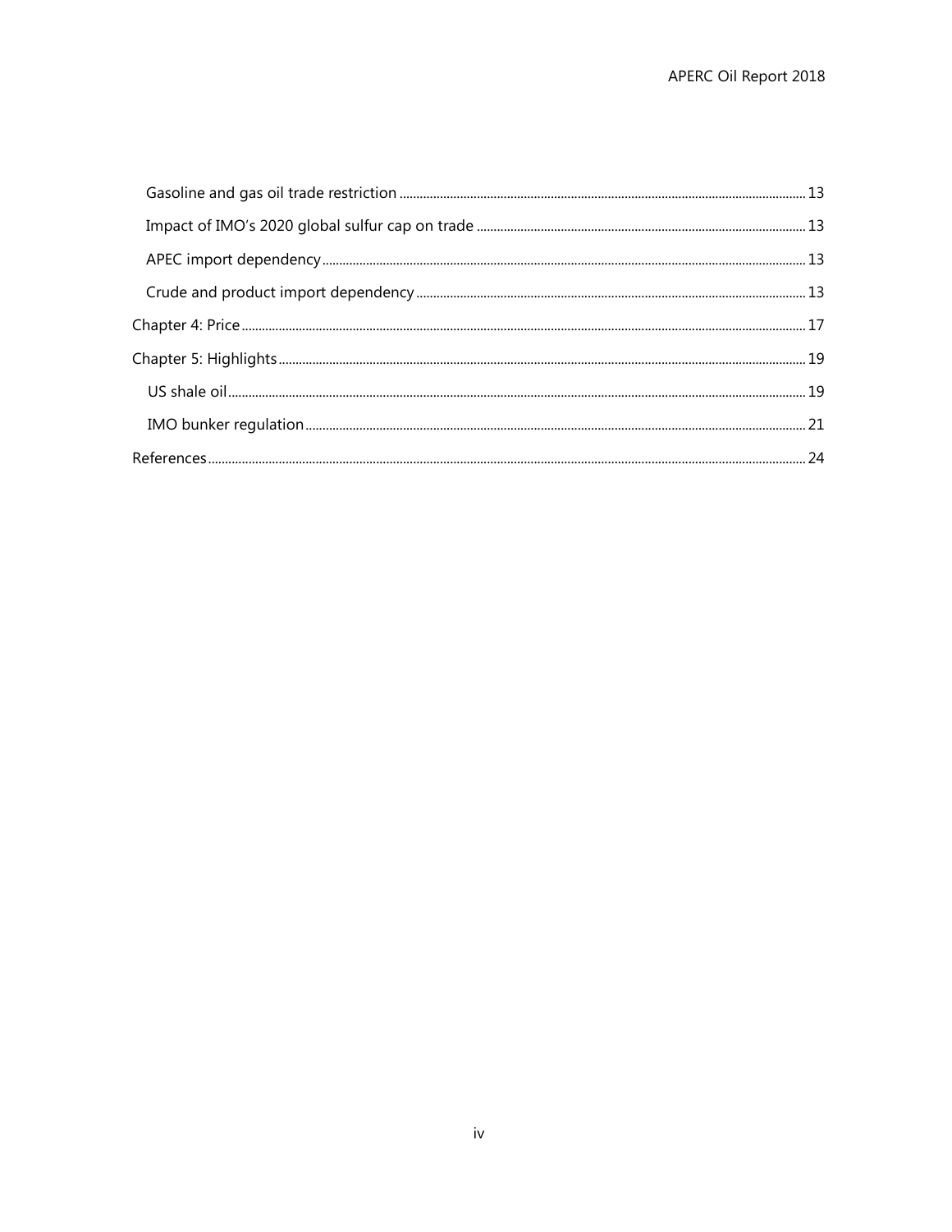Gasoline and gas oil trade restriction ..... 13

Impact of IMO's 2020 global sulfur cap on trade ..... 13

APEC import dependency ..... 13

Crude and product import dependency ..... 13

Chapter 4: Price ..... 17

Chapter 5: Highlights ..... 19

US shale oil ..... 19

IMO bunker regulation ..... 21

References ..... 24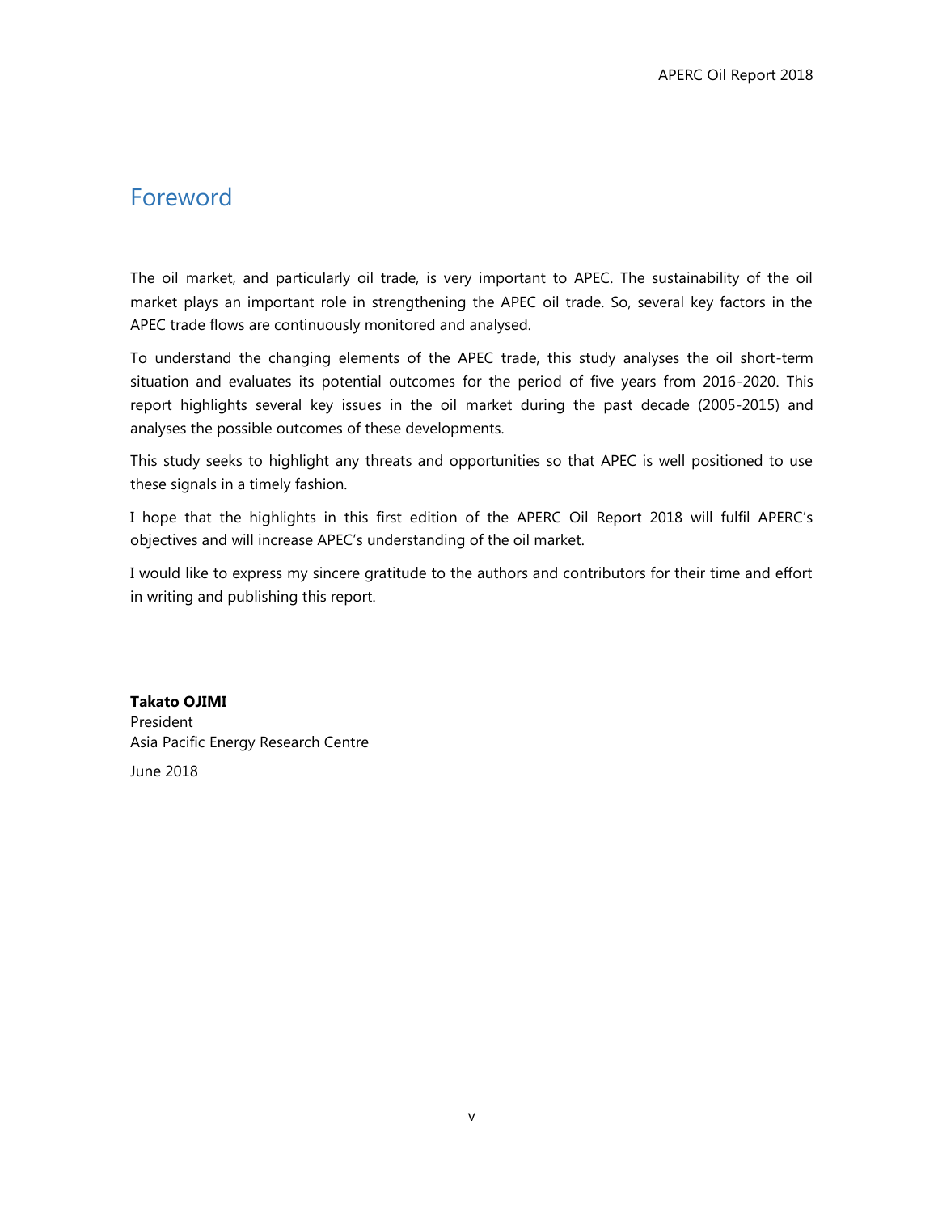# Foreword

The oil market, and particularly oil trade, is very important to APEC. The sustainability of the oil market plays an important role in strengthening the APEC oil trade. So, several key factors in the APEC trade flows are continuously monitored and analysed.

To understand the changing elements of the APEC trade, this study analyses the oil short-term situation and evaluates its potential outcomes for the period of five years from 2016-2020. This report highlights several key issues in the oil market during the past decade (2005-2015) and analyses the possible outcomes of these developments.

This study seeks to highlight any threats and opportunities so that APEC is well positioned to use these signals in a timely fashion.

I hope that the highlights in this first edition of the APERC Oil Report 2018 will fulfil APERC's objectives and will increase APEC's understanding of the oil market.

I would like to express my sincere gratitude to the authors and contributors for their time and effort in writing and publishing this report.

**Takato OJIMI**
President
Asia Pacific Energy Research Centre

June 2018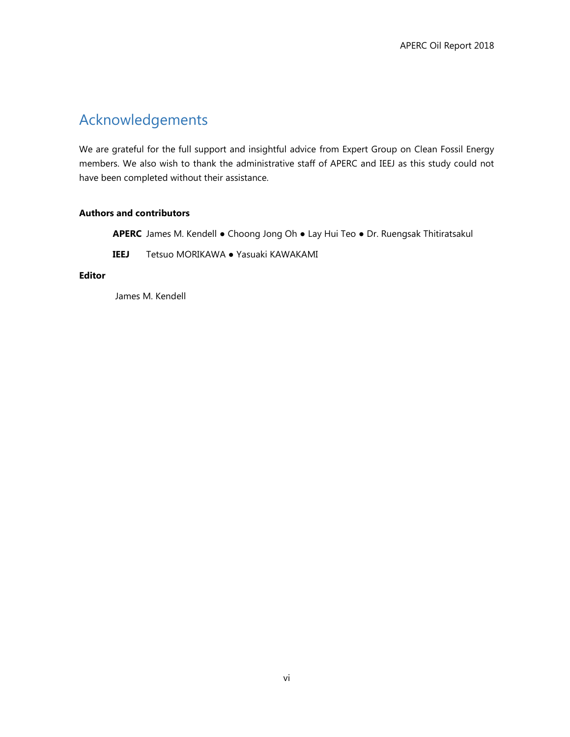# Acknowledgements

We are grateful for the full support and insightful advice from Expert Group on Clean Fossil Energy members. We also wish to thank the administrative staff of APERC and IEEJ as this study could not have been completed without their assistance.

**Authors and contributors**

**APERC** James M. Kendell ● Choong Jong Oh ● Lay Hui Teo ● Dr. Ruengsak Thitiratsakul

**IEEJ** Tetsuo MORIKAWA ● Yasuaki KAWAKAMI

**Editor**

James M. Kendell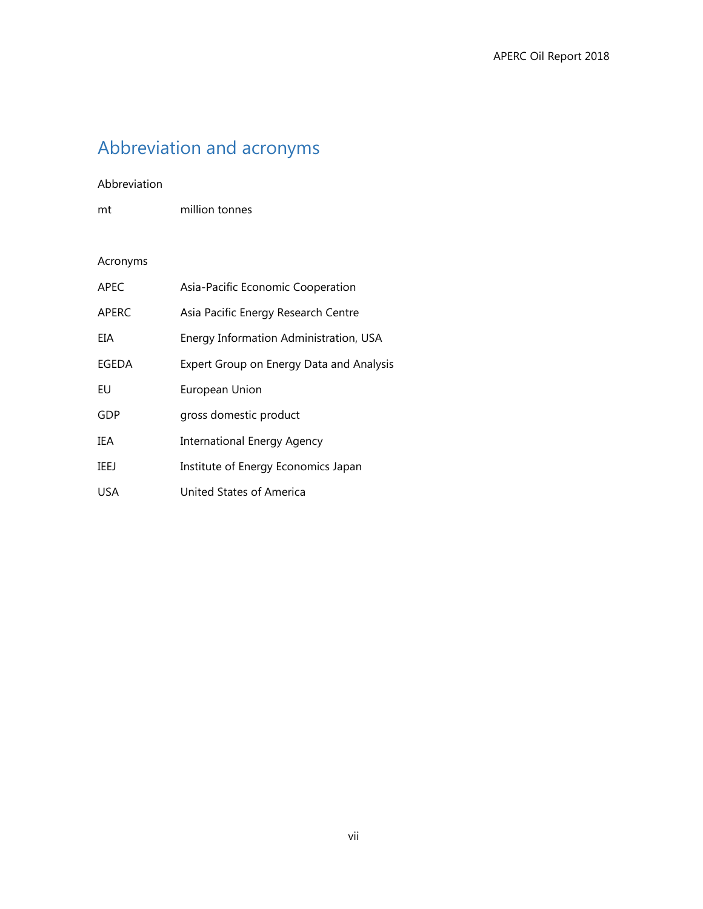# Abbreviation and acronyms

Abbreviation

| | |
|---|---|
| mt | million tonnes |

Acronyms

| | |
|---|---|
| APEC | Asia-Pacific Economic Cooperation |
| APERC | Asia Pacific Energy Research Centre |
| EIA | Energy Information Administration, USA |
| EGEDA | Expert Group on Energy Data and Analysis |
| EU | European Union |
| GDP | gross domestic product |
| IEA | International Energy Agency |
| IEEJ | Institute of Energy Economics Japan |
| USA | United States of America |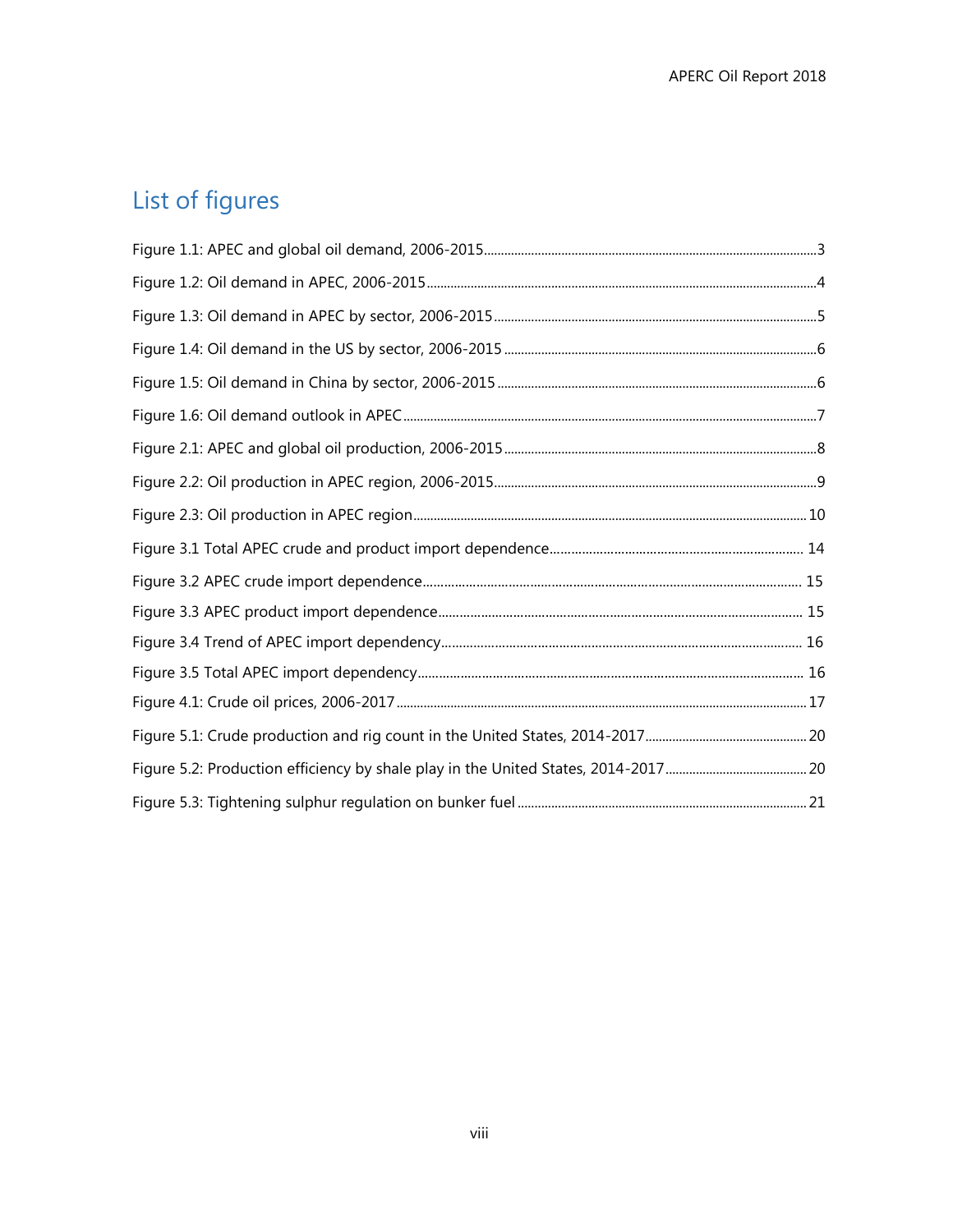# List of figures

Figure 1.1: APEC and global oil demand, 2006-2015 ... 3

Figure 1.2: Oil demand in APEC, 2006-2015 ... 4

Figure 1.3: Oil demand in APEC by sector, 2006-2015 ... 5

Figure 1.4: Oil demand in the US by sector, 2006-2015 ... 6

Figure 1.5: Oil demand in China by sector, 2006-2015 ... 6

Figure 1.6: Oil demand outlook in APEC ... 7

Figure 2.1: APEC and global oil production, 2006-2015 ... 8

Figure 2.2: Oil production in APEC region, 2006-2015 ... 9

Figure 2.3: Oil production in APEC region ... 10

Figure 3.1 Total APEC crude and product import dependence ... 14

Figure 3.2 APEC crude import dependence ... 15

Figure 3.3 APEC product import dependence ... 15

Figure 3.4 Trend of APEC import dependency ... 16

Figure 3.5 Total APEC import dependency ... 16

Figure 4.1: Crude oil prices, 2006-2017 ... 17

Figure 5.1: Crude production and rig count in the United States, 2014-2017 ... 20

Figure 5.2: Production efficiency by shale play in the United States, 2014-2017 ... 20

Figure 5.3: Tightening sulphur regulation on bunker fuel ... 21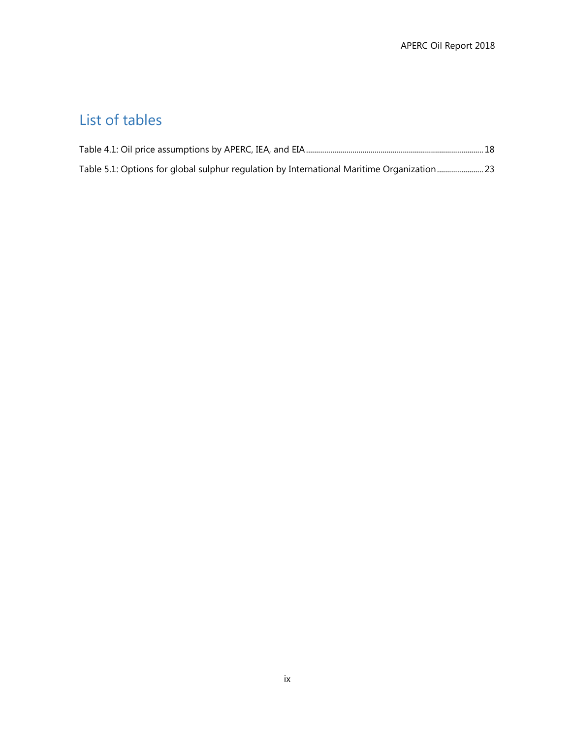# List of tables

Table 4.1: Oil price assumptions by APERC, IEA, and EIA ........................................................................................ 18

Table 5.1: Options for global sulphur regulation by International Maritime Organization ....................... 23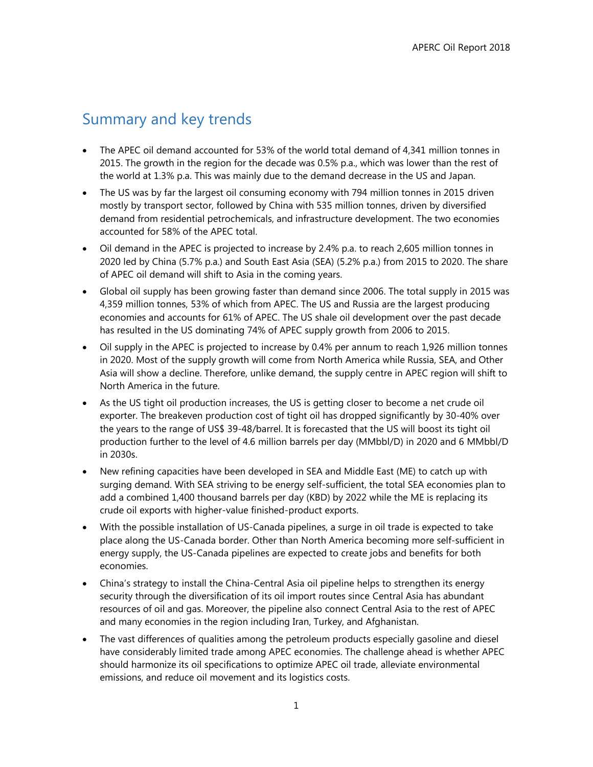# Summary and key trends

- The APEC oil demand accounted for 53% of the world total demand of 4,341 million tonnes in 2015. The growth in the region for the decade was 0.5% p.a., which was lower than the rest of the world at 1.3% p.a. This was mainly due to the demand decrease in the US and Japan.
- The US was by far the largest oil consuming economy with 794 million tonnes in 2015 driven mostly by transport sector, followed by China with 535 million tonnes, driven by diversified demand from residential petrochemicals, and infrastructure development. The two economies accounted for 58% of the APEC total.
- Oil demand in the APEC is projected to increase by 2.4% p.a. to reach 2,605 million tonnes in 2020 led by China (5.7% p.a.) and South East Asia (SEA) (5.2% p.a.) from 2015 to 2020. The share of APEC oil demand will shift to Asia in the coming years.
- Global oil supply has been growing faster than demand since 2006. The total supply in 2015 was 4,359 million tonnes, 53% of which from APEC. The US and Russia are the largest producing economies and accounts for 61% of APEC. The US shale oil development over the past decade has resulted in the US dominating 74% of APEC supply growth from 2006 to 2015.
- Oil supply in the APEC is projected to increase by 0.4% per annum to reach 1,926 million tonnes in 2020. Most of the supply growth will come from North America while Russia, SEA, and Other Asia will show a decline. Therefore, unlike demand, the supply centre in APEC region will shift to North America in the future.
- As the US tight oil production increases, the US is getting closer to become a net crude oil exporter. The breakeven production cost of tight oil has dropped significantly by 30-40% over the years to the range of US$ 39-48/barrel. It is forecasted that the US will boost its tight oil production further to the level of 4.6 million barrels per day (MMbbl/D) in 2020 and 6 MMbbl/D in 2030s.
- New refining capacities have been developed in SEA and Middle East (ME) to catch up with surging demand. With SEA striving to be energy self-sufficient, the total SEA economies plan to add a combined 1,400 thousand barrels per day (KBD) by 2022 while the ME is replacing its crude oil exports with higher-value finished-product exports.
- With the possible installation of US-Canada pipelines, a surge in oil trade is expected to take place along the US-Canada border. Other than North America becoming more self-sufficient in energy supply, the US-Canada pipelines are expected to create jobs and benefits for both economies.
- China's strategy to install the China-Central Asia oil pipeline helps to strengthen its energy security through the diversification of its oil import routes since Central Asia has abundant resources of oil and gas. Moreover, the pipeline also connect Central Asia to the rest of APEC and many economies in the region including Iran, Turkey, and Afghanistan.
- The vast differences of qualities among the petroleum products especially gasoline and diesel have considerably limited trade among APEC economies. The challenge ahead is whether APEC should harmonize its oil specifications to optimize APEC oil trade, alleviate environmental emissions, and reduce oil movement and its logistics costs.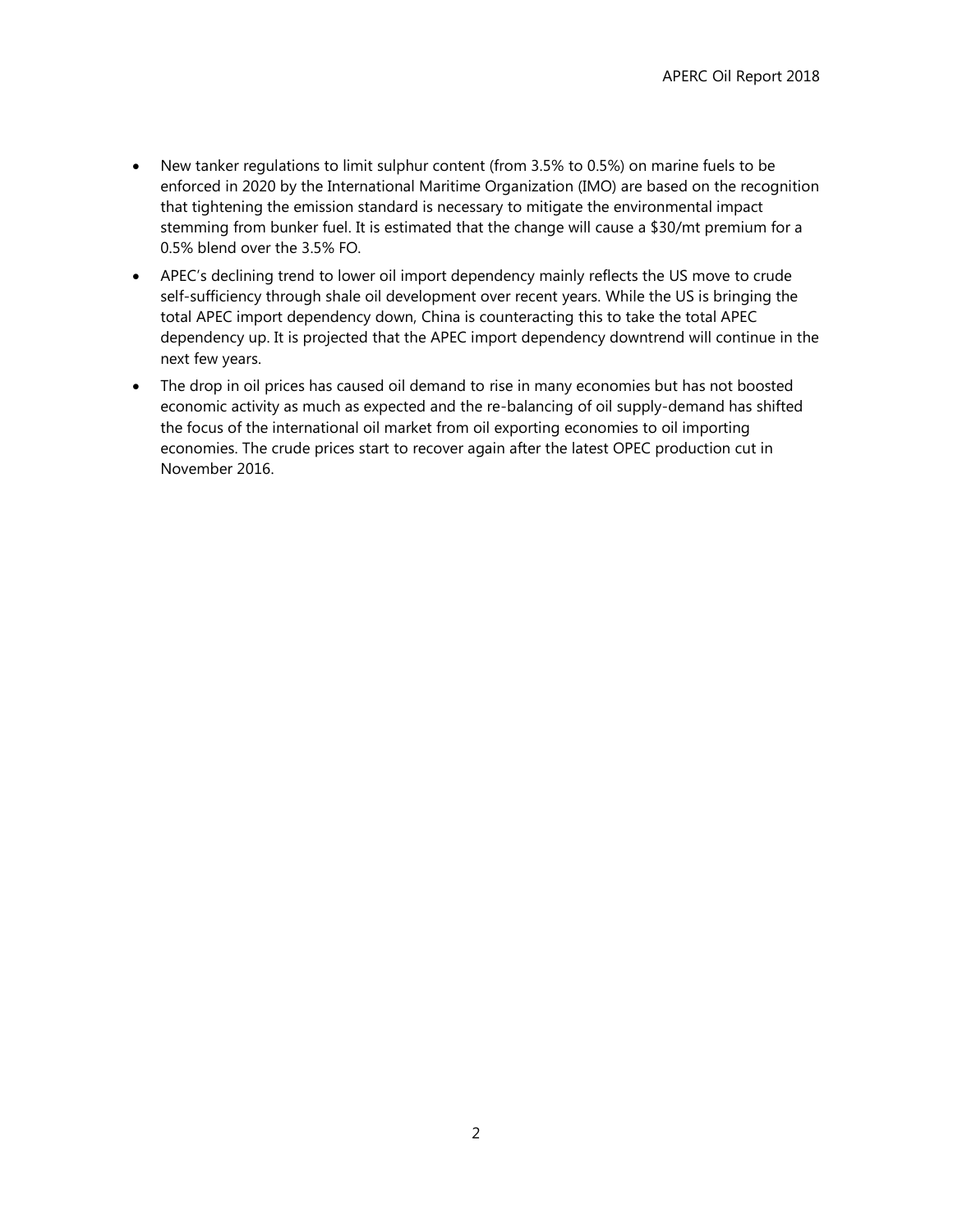- New tanker regulations to limit sulphur content (from 3.5% to 0.5%) on marine fuels to be enforced in 2020 by the International Maritime Organization (IMO) are based on the recognition that tightening the emission standard is necessary to mitigate the environmental impact stemming from bunker fuel. It is estimated that the change will cause a $30/mt premium for a 0.5% blend over the 3.5% FO.
- APEC's declining trend to lower oil import dependency mainly reflects the US move to crude self-sufficiency through shale oil development over recent years. While the US is bringing the total APEC import dependency down, China is counteracting this to take the total APEC dependency up. It is projected that the APEC import dependency downtrend will continue in the next few years.
- The drop in oil prices has caused oil demand to rise in many economies but has not boosted economic activity as much as expected and the re-balancing of oil supply-demand has shifted the focus of the international oil market from oil exporting economies to oil importing economies. The crude prices start to recover again after the latest OPEC production cut in November 2016.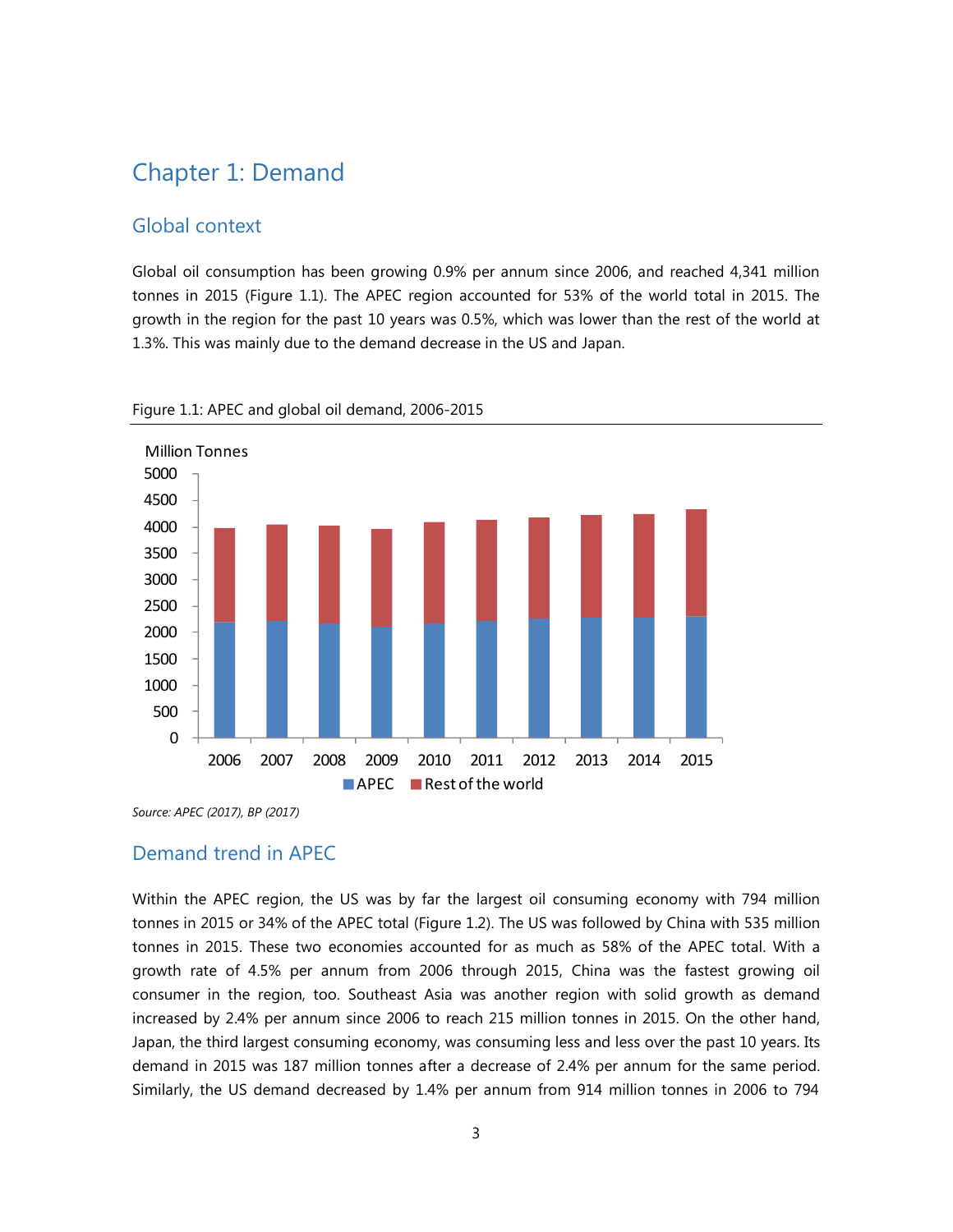# Chapter 1: Demand

## Global context

Global oil consumption has been growing 0.9% per annum since 2006, and reached 4,341 million tonnes in 2015 (Figure 1.1). The APEC region accounted for 53% of the world total in 2015. The growth in the region for the past 10 years was 0.5%, which was lower than the rest of the world at 1.3%. This was mainly due to the demand decrease in the US and Japan.

Figure 1.1: APEC and global oil demand, 2006-2015

Source: APEC (2017), BP (2017)

## Demand trend in APEC

Within the APEC region, the US was by far the largest oil consuming economy with 794 million tonnes in 2015 or 34% of the APEC total (Figure 1.2). The US was followed by China with 535 million tonnes in 2015. These two economies accounted for as much as 58% of the APEC total. With a growth rate of 4.5% per annum from 2006 through 2015, China was the fastest growing oil consumer in the region, too. Southeast Asia was another region with solid growth as demand increased by 2.4% per annum since 2006 to reach 215 million tonnes in 2015. On the other hand, Japan, the third largest consuming economy, was consuming less and less over the past 10 years. Its demand in 2015 was 187 million tonnes after a decrease of 2.4% per annum for the same period. Similarly, the US demand decreased by 1.4% per annum from 914 million tonnes in 2006 to 794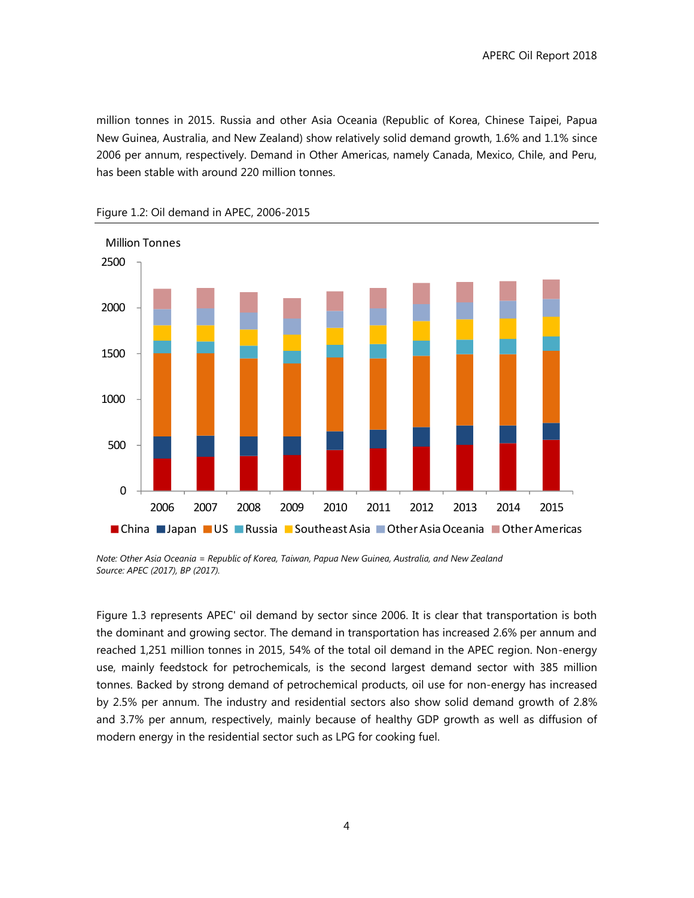million tonnes in 2015. Russia and other Asia Oceania (Republic of Korea, Chinese Taipei, Papua New Guinea, Australia, and New Zealand) show relatively solid demand growth, 1.6% and 1.1% since 2006 per annum, respectively. Demand in Other Americas, namely Canada, Mexico, Chile, and Peru, has been stable with around 220 million tonnes.

Figure 1.2: Oil demand in APEC, 2006-2015

*Note: Other Asia Oceania = Republic of Korea, Taiwan, Papua New Guinea, Australia, and New Zealand*
*Source: APEC (2017), BP (2017).*

Figure 1.3 represents APEC' oil demand by sector since 2006. It is clear that transportation is both the dominant and growing sector. The demand in transportation has increased 2.6% per annum and reached 1,251 million tonnes in 2015, 54% of the total oil demand in the APEC region. Non-energy use, mainly feedstock for petrochemicals, is the second largest demand sector with 385 million tonnes. Backed by strong demand of petrochemical products, oil use for non-energy has increased by 2.5% per annum. The industry and residential sectors also show solid demand growth of 2.8% and 3.7% per annum, respectively, mainly because of healthy GDP growth as well as diffusion of modern energy in the residential sector such as LPG for cooking fuel.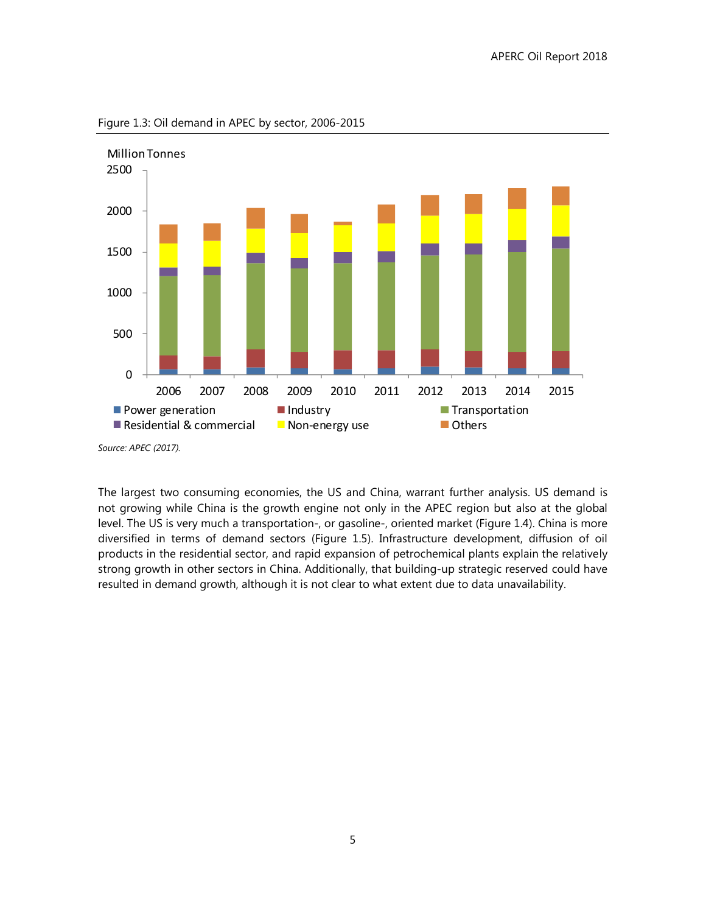Figure 1.3: Oil demand in APEC by sector, 2006-2015

Source: APEC (2017).

The largest two consuming economies, the US and China, warrant further analysis. US demand is not growing while China is the growth engine not only in the APEC region but also at the global level. The US is very much a transportation-, or gasoline-, oriented market (Figure 1.4). China is more diversified in terms of demand sectors (Figure 1.5). Infrastructure development, diffusion of oil products in the residential sector, and rapid expansion of petrochemical plants explain the relatively strong growth in other sectors in China. Additionally, that building-up strategic reserved could have resulted in demand growth, although it is not clear to what extent due to data unavailability.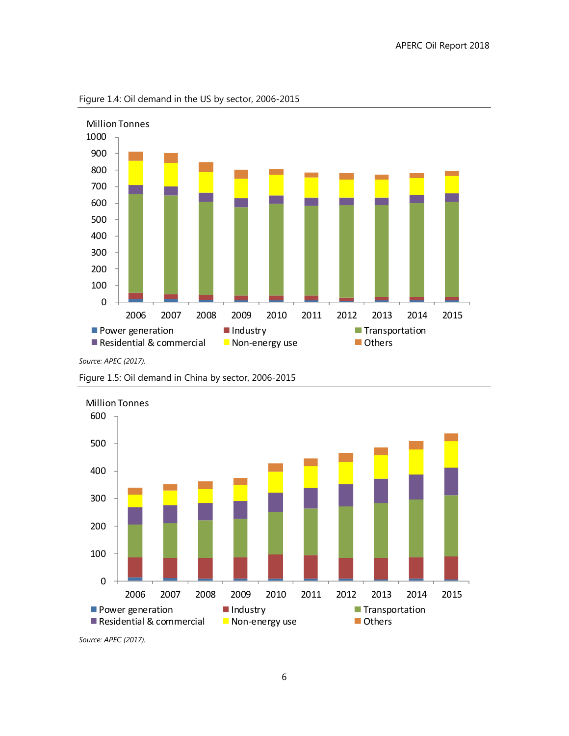Figure 1.4: Oil demand in the US by sector, 2006-2015

Source: APEC (2017).

Figure 1.5: Oil demand in China by sector, 2006-2015

Source: APEC (2017).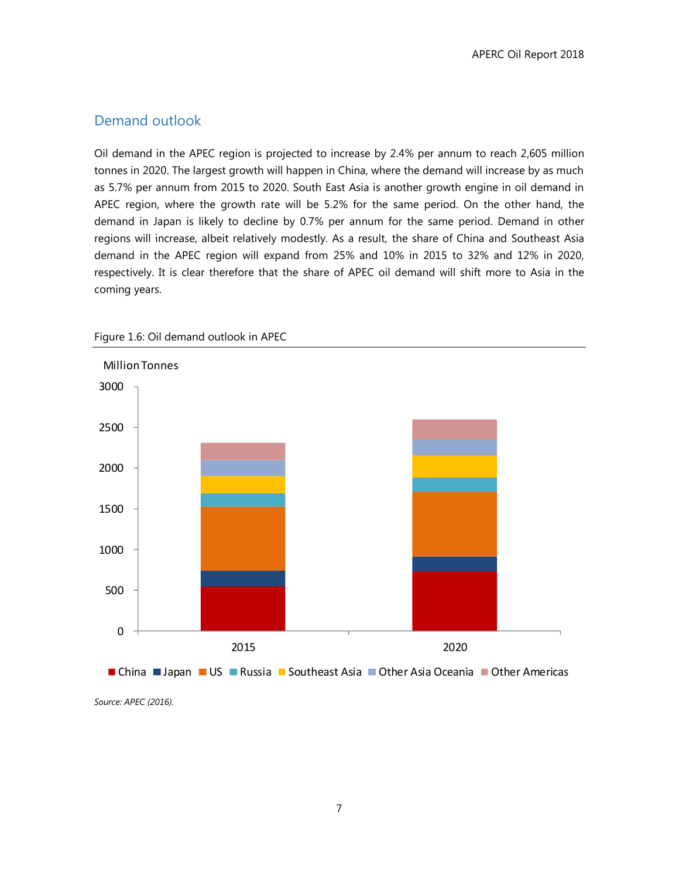## Demand outlook

Oil demand in the APEC region is projected to increase by 2.4% per annum to reach 2,605 million tonnes in 2020. The largest growth will happen in China, where the demand will increase by as much as 5.7% per annum from 2015 to 2020. South East Asia is another growth engine in oil demand in APEC region, where the growth rate will be 5.2% for the same period. On the other hand, the demand in Japan is likely to decline by 0.7% per annum for the same period. Demand in other regions will increase, albeit relatively modestly. As a result, the share of China and Southeast Asia demand in the APEC region will expand from 25% and 10% in 2015 to 32% and 12% in 2020, respectively. It is clear therefore that the share of APEC oil demand will shift more to Asia in the coming years.

Figure 1.6: Oil demand outlook in APEC

*Source: APEC (2016).*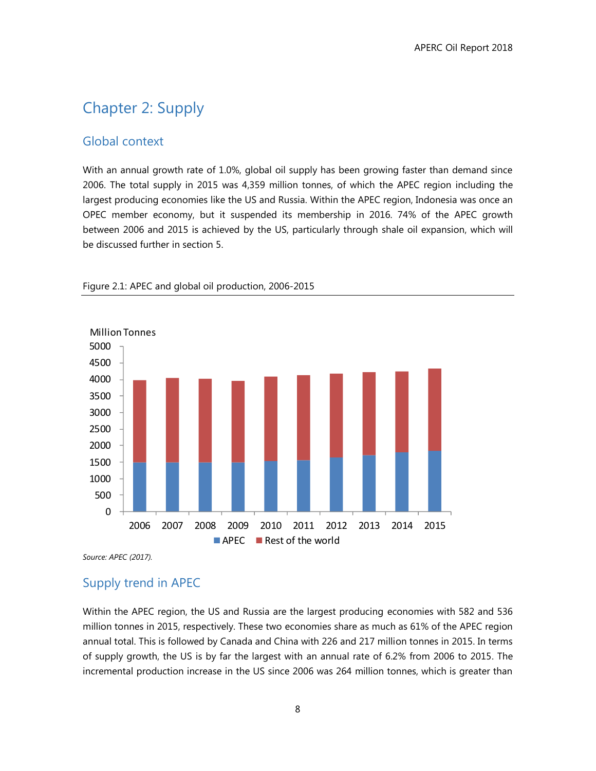# Chapter 2: Supply

## Global context

With an annual growth rate of 1.0%, global oil supply has been growing faster than demand since 2006. The total supply in 2015 was 4,359 million tonnes, of which the APEC region including the largest producing economies like the US and Russia. Within the APEC region, Indonesia was once an OPEC member economy, but it suspended its membership in 2016. 74% of the APEC growth between 2006 and 2015 is achieved by the US, particularly through shale oil expansion, which will be discussed further in section 5.

Figure 2.1: APEC and global oil production, 2006-2015

*Source: APEC (2017).*

## Supply trend in APEC

Within the APEC region, the US and Russia are the largest producing economies with 582 and 536 million tonnes in 2015, respectively. These two economies share as much as 61% of the APEC region annual total. This is followed by Canada and China with 226 and 217 million tonnes in 2015. In terms of supply growth, the US is by far the largest with an annual rate of 6.2% from 2006 to 2015. The incremental production increase in the US since 2006 was 264 million tonnes, which is greater than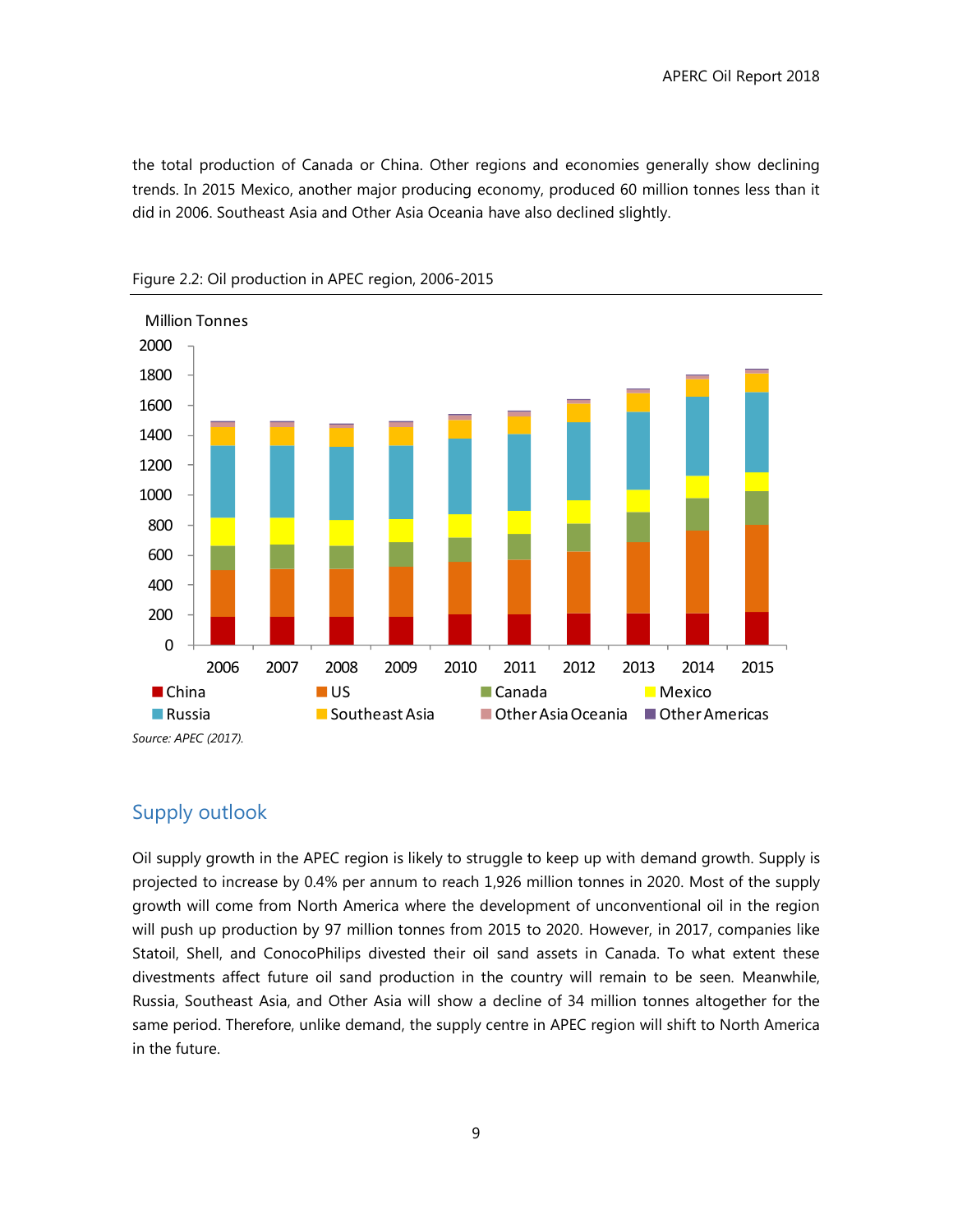the total production of Canada or China. Other regions and economies generally show declining trends. In 2015 Mexico, another major producing economy, produced 60 million tonnes less than it did in 2006. Southeast Asia and Other Asia Oceania have also declined slightly.

Figure 2.2: Oil production in APEC region, 2006-2015

Source: APEC (2017).

## Supply outlook

Oil supply growth in the APEC region is likely to struggle to keep up with demand growth. Supply is projected to increase by 0.4% per annum to reach 1,926 million tonnes in 2020. Most of the supply growth will come from North America where the development of unconventional oil in the region will push up production by 97 million tonnes from 2015 to 2020. However, in 2017, companies like Statoil, Shell, and ConocoPhilips divested their oil sand assets in Canada. To what extent these divestments affect future oil sand production in the country will remain to be seen. Meanwhile, Russia, Southeast Asia, and Other Asia will show a decline of 34 million tonnes altogether for the same period. Therefore, unlike demand, the supply centre in APEC region will shift to North America in the future.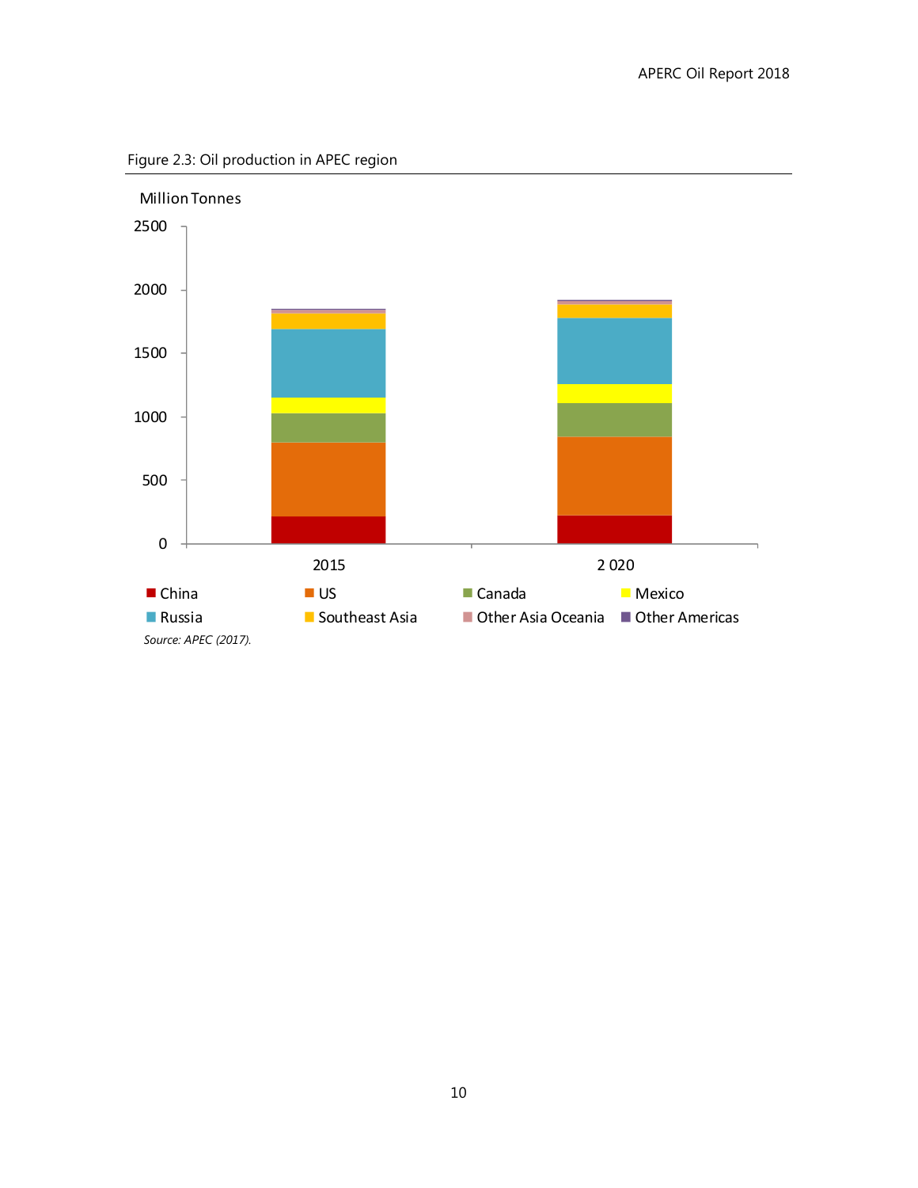Figure 2.3: Oil production in APEC region

Source: APEC (2017).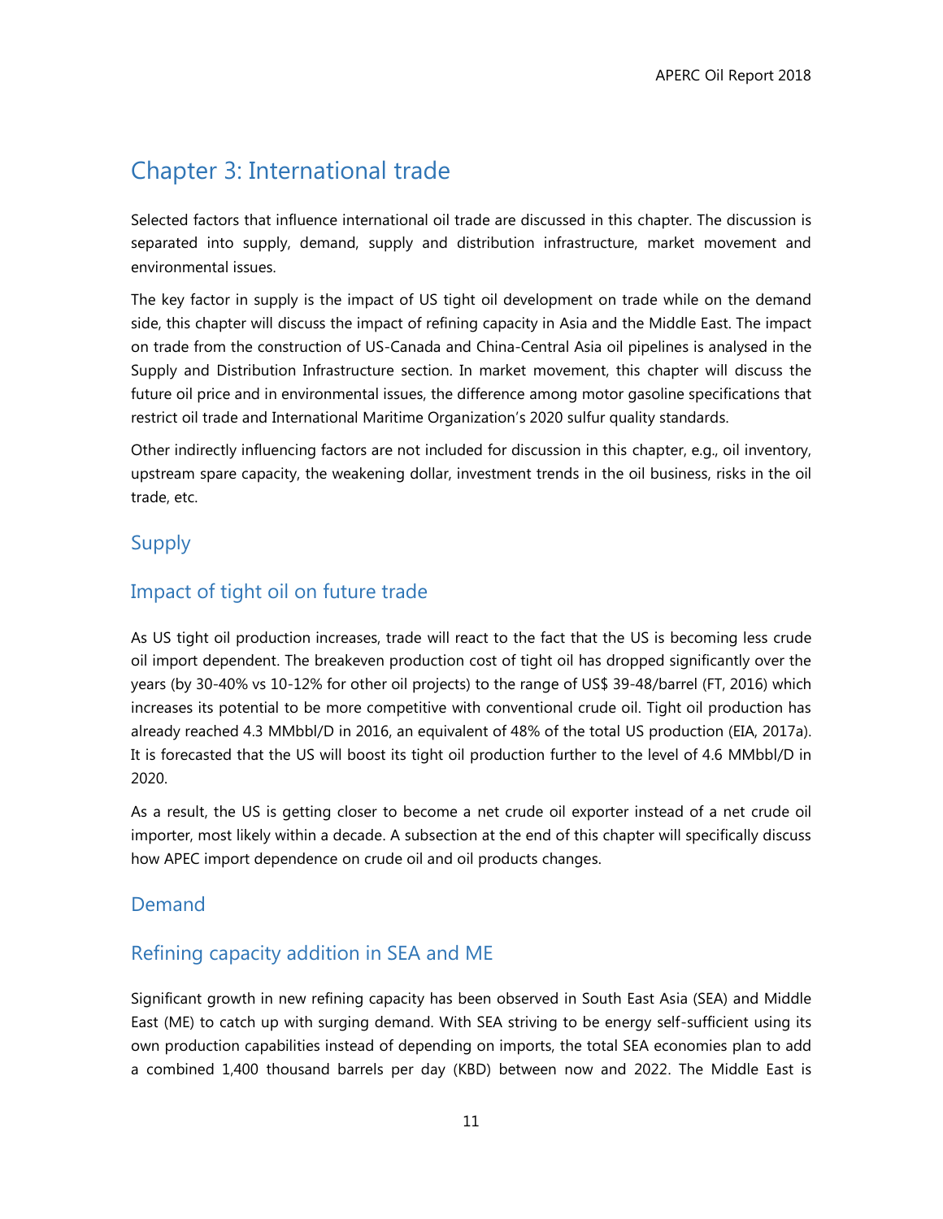# Chapter 3: International trade

Selected factors that influence international oil trade are discussed in this chapter. The discussion is separated into supply, demand, supply and distribution infrastructure, market movement and environmental issues.

The key factor in supply is the impact of US tight oil development on trade while on the demand side, this chapter will discuss the impact of refining capacity in Asia and the Middle East. The impact on trade from the construction of US-Canada and China-Central Asia oil pipelines is analysed in the Supply and Distribution Infrastructure section. In market movement, this chapter will discuss the future oil price and in environmental issues, the difference among motor gasoline specifications that restrict oil trade and International Maritime Organization's 2020 sulfur quality standards.

Other indirectly influencing factors are not included for discussion in this chapter, e.g., oil inventory, upstream spare capacity, the weakening dollar, investment trends in the oil business, risks in the oil trade, etc.

## Supply

## Impact of tight oil on future trade

As US tight oil production increases, trade will react to the fact that the US is becoming less crude oil import dependent. The breakeven production cost of tight oil has dropped significantly over the years (by 30-40% vs 10-12% for other oil projects) to the range of US$ 39-48/barrel (FT, 2016) which increases its potential to be more competitive with conventional crude oil. Tight oil production has already reached 4.3 MMbbl/D in 2016, an equivalent of 48% of the total US production (EIA, 2017a). It is forecasted that the US will boost its tight oil production further to the level of 4.6 MMbbl/D in 2020.

As a result, the US is getting closer to become a net crude oil exporter instead of a net crude oil importer, most likely within a decade. A subsection at the end of this chapter will specifically discuss how APEC import dependence on crude oil and oil products changes.

## Demand

## Refining capacity addition in SEA and ME

Significant growth in new refining capacity has been observed in South East Asia (SEA) and Middle East (ME) to catch up with surging demand. With SEA striving to be energy self-sufficient using its own production capabilities instead of depending on imports, the total SEA economies plan to add a combined 1,400 thousand barrels per day (KBD) between now and 2022. The Middle East is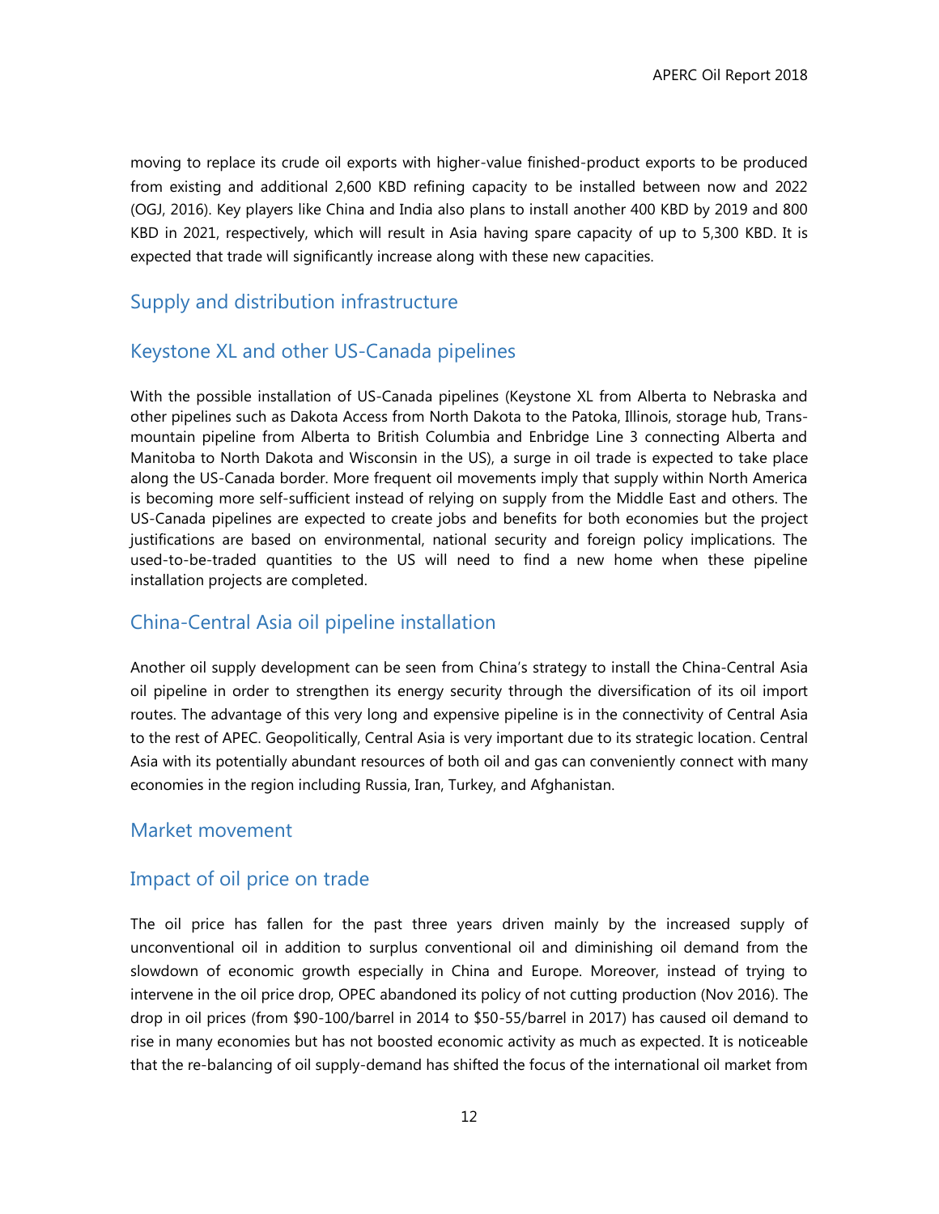moving to replace its crude oil exports with higher-value finished-product exports to be produced from existing and additional 2,600 KBD refining capacity to be installed between now and 2022 (OGJ, 2016). Key players like China and India also plans to install another 400 KBD by 2019 and 800 KBD in 2021, respectively, which will result in Asia having spare capacity of up to 5,300 KBD. It is expected that trade will significantly increase along with these new capacities.

## Supply and distribution infrastructure

### Keystone XL and other US-Canada pipelines

With the possible installation of US-Canada pipelines (Keystone XL from Alberta to Nebraska and other pipelines such as Dakota Access from North Dakota to the Patoka, Illinois, storage hub, Trans-mountain pipeline from Alberta to British Columbia and Enbridge Line 3 connecting Alberta and Manitoba to North Dakota and Wisconsin in the US), a surge in oil trade is expected to take place along the US-Canada border. More frequent oil movements imply that supply within North America is becoming more self-sufficient instead of relying on supply from the Middle East and others. The US-Canada pipelines are expected to create jobs and benefits for both economies but the project justifications are based on environmental, national security and foreign policy implications. The used-to-be-traded quantities to the US will need to find a new home when these pipeline installation projects are completed.

### China-Central Asia oil pipeline installation

Another oil supply development can be seen from China's strategy to install the China-Central Asia oil pipeline in order to strengthen its energy security through the diversification of its oil import routes. The advantage of this very long and expensive pipeline is in the connectivity of Central Asia to the rest of APEC. Geopolitically, Central Asia is very important due to its strategic location. Central Asia with its potentially abundant resources of both oil and gas can conveniently connect with many economies in the region including Russia, Iran, Turkey, and Afghanistan.

## Market movement

### Impact of oil price on trade

The oil price has fallen for the past three years driven mainly by the increased supply of unconventional oil in addition to surplus conventional oil and diminishing oil demand from the slowdown of economic growth especially in China and Europe. Moreover, instead of trying to intervene in the oil price drop, OPEC abandoned its policy of not cutting production (Nov 2016). The drop in oil prices (from $90-100/barrel in 2014 to $50-55/barrel in 2017) has caused oil demand to rise in many economies but has not boosted economic activity as much as expected. It is noticeable that the re-balancing of oil supply-demand has shifted the focus of the international oil market from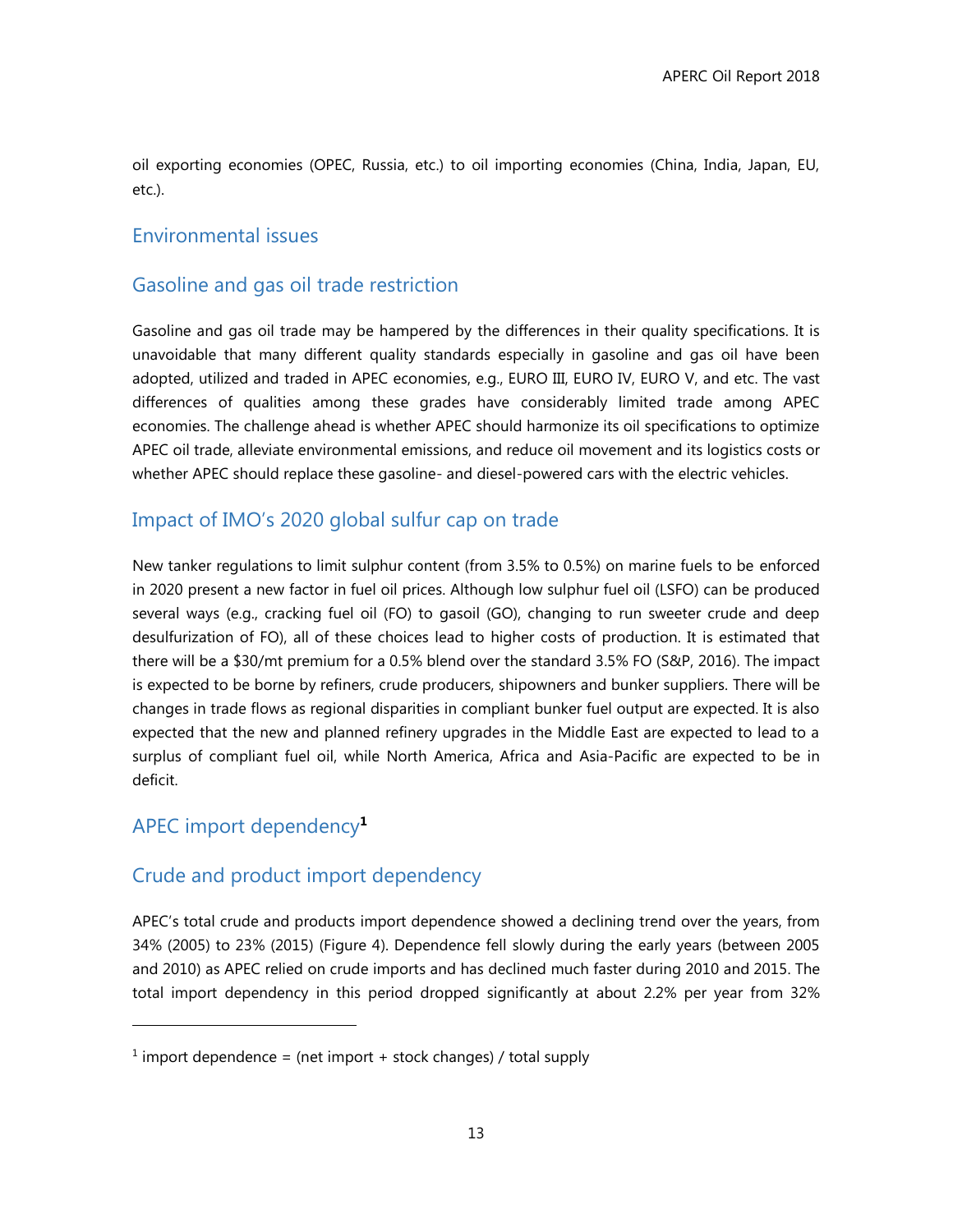oil exporting economies (OPEC, Russia, etc.) to oil importing economies (China, India, Japan, EU, etc.).

## Environmental issues

## Gasoline and gas oil trade restriction

Gasoline and gas oil trade may be hampered by the differences in their quality specifications. It is unavoidable that many different quality standards especially in gasoline and gas oil have been adopted, utilized and traded in APEC economies, e.g., EURO III, EURO IV, EURO V, and etc. The vast differences of qualities among these grades have considerably limited trade among APEC economies. The challenge ahead is whether APEC should harmonize its oil specifications to optimize APEC oil trade, alleviate environmental emissions, and reduce oil movement and its logistics costs or whether APEC should replace these gasoline- and diesel-powered cars with the electric vehicles.

## Impact of IMO's 2020 global sulfur cap on trade

New tanker regulations to limit sulphur content (from 3.5% to 0.5%) on marine fuels to be enforced in 2020 present a new factor in fuel oil prices. Although low sulphur fuel oil (LSFO) can be produced several ways (e.g., cracking fuel oil (FO) to gasoil (GO), changing to run sweeter crude and deep desulfurization of FO), all of these choices lead to higher costs of production. It is estimated that there will be a $30/mt premium for a 0.5% blend over the standard 3.5% FO (S&P, 2016). The impact is expected to be borne by refiners, crude producers, shipowners and bunker suppliers. There will be changes in trade flows as regional disparities in compliant bunker fuel output are expected. It is also expected that the new and planned refinery upgrades in the Middle East are expected to lead to a surplus of compliant fuel oil, while North America, Africa and Asia-Pacific are expected to be in deficit.

## APEC import dependency[1]

## Crude and product import dependency

APEC's total crude and products import dependence showed a declining trend over the years, from 34% (2005) to 23% (2015) (Figure 4). Dependence fell slowly during the early years (between 2005 and 2010) as APEC relied on crude imports and has declined much faster during 2010 and 2015. The total import dependency in this period dropped significantly at about 2.2% per year from 32%

---

[1] import dependence = (net import + stock changes) / total supply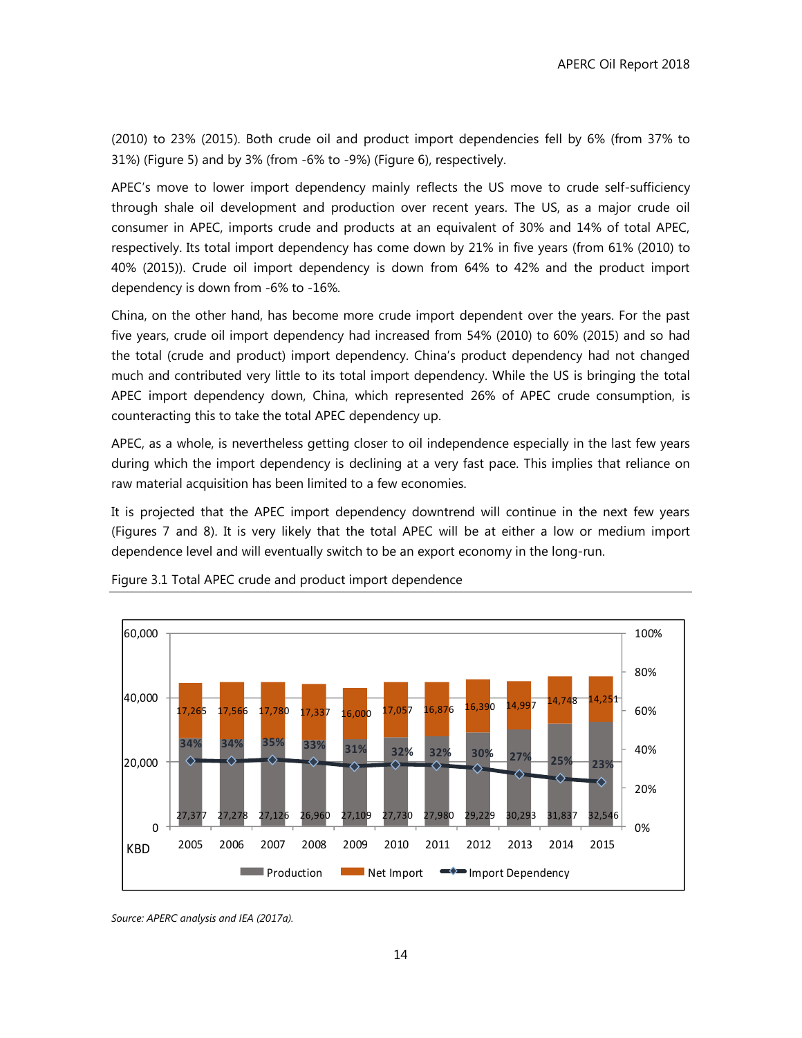(2010) to 23% (2015). Both crude oil and product import dependencies fell by 6% (from 37% to 31%) (Figure 5) and by 3% (from -6% to -9%) (Figure 6), respectively.

APEC's move to lower import dependency mainly reflects the US move to crude self-sufficiency through shale oil development and production over recent years. The US, as a major crude oil consumer in APEC, imports crude and products at an equivalent of 30% and 14% of total APEC, respectively. Its total import dependency has come down by 21% in five years (from 61% (2010) to 40% (2015)). Crude oil import dependency is down from 64% to 42% and the product import dependency is down from -6% to -16%.

China, on the other hand, has become more crude import dependent over the years. For the past five years, crude oil import dependency had increased from 54% (2010) to 60% (2015) and so had the total (crude and product) import dependency. China's product dependency had not changed much and contributed very little to its total import dependency. While the US is bringing the total APEC import dependency down, China, which represented 26% of APEC crude consumption, is counteracting this to take the total APEC dependency up.

APEC, as a whole, is nevertheless getting closer to oil independence especially in the last few years during which the import dependency is declining at a very fast pace. This implies that reliance on raw material acquisition has been limited to a few economies.

It is projected that the APEC import dependency downtrend will continue in the next few years (Figures 7 and 8). It is very likely that the total APEC will be at either a low or medium import dependence level and will eventually switch to be an export economy in the long-run.

Figure 3.1 Total APEC crude and product import dependence

| KBD | 2005 | 2006 | 2007 | 2008 | 2009 | 2010 | 2011 | 2012 | 2013 | 2014 | 2015 |
|---|---|---|---|---|---|---|---|---|---|---|---|
| Production | 27,377 | 27,278 | 27,126 | 26,960 | 27,109 | 27,730 | 27,980 | 29,229 | 30,293 | 31,837 | 32,546 |
| Net Import | 17,265 | 17,566 | 17,780 | 17,337 | 16,000 | 17,057 | 16,876 | 16,390 | 14,997 | 14,748 | 14,251 |
| Import Dependency | 34% | 34% | 35% | 33% | 31% | 32% | 32% | 30% | 27% | 25% | 23% |

*Source: APERC analysis and IEA (2017a).*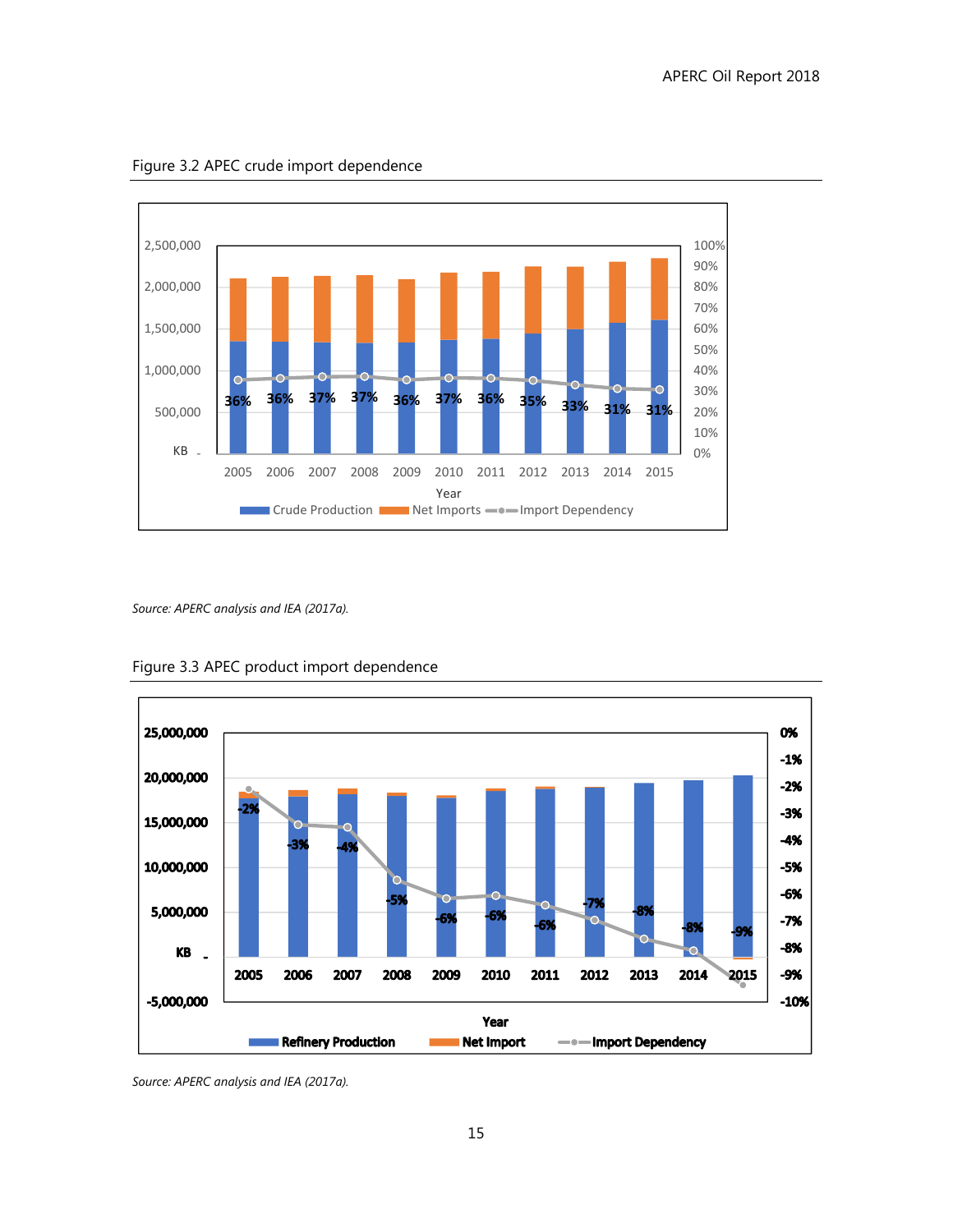Figure 3.2 APEC crude import dependence

Source: APERC analysis and IEA (2017a).

Figure 3.3 APEC product import dependence

Source: APERC analysis and IEA (2017a).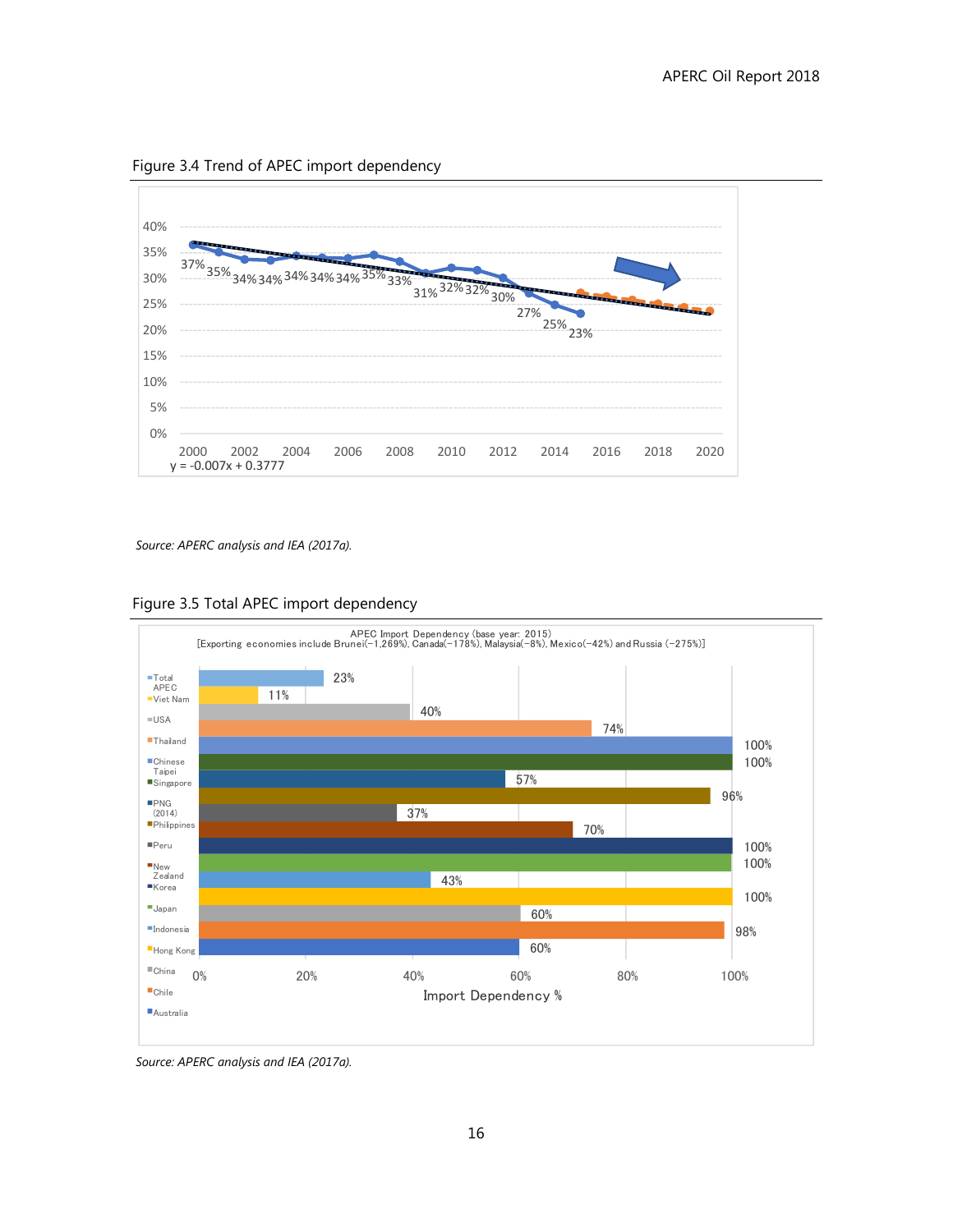Figure 3.4 Trend of APEC import dependency

Source: APERC analysis and IEA (2017a).

Figure 3.5 Total APEC import dependency

Source: APERC analysis and IEA (2017a).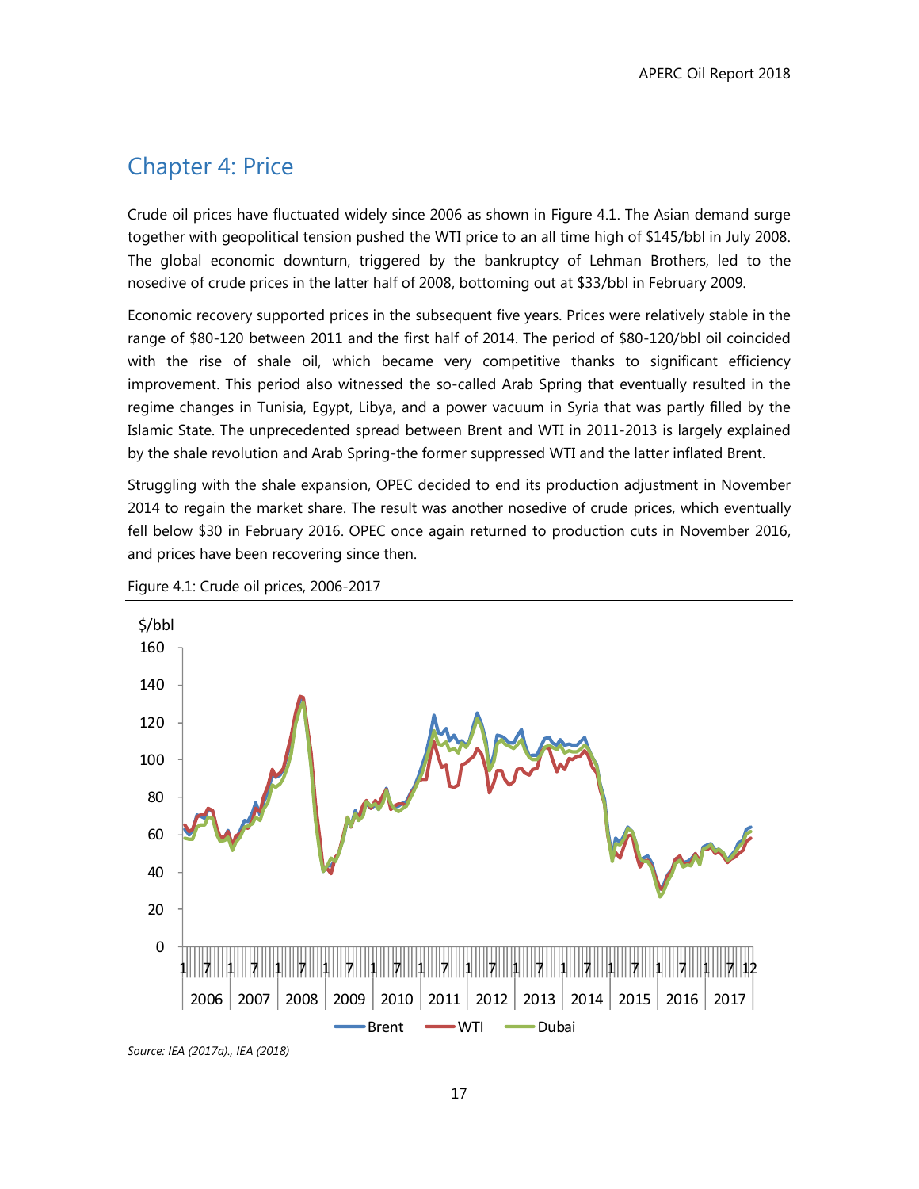# Chapter 4: Price

Crude oil prices have fluctuated widely since 2006 as shown in Figure 4.1. The Asian demand surge together with geopolitical tension pushed the WTI price to an all time high of $145/bbl in July 2008. The global economic downturn, triggered by the bankruptcy of Lehman Brothers, led to the nosedive of crude prices in the latter half of 2008, bottoming out at $33/bbl in February 2009.

Economic recovery supported prices in the subsequent five years. Prices were relatively stable in the range of $80-120 between 2011 and the first half of 2014. The period of $80-120/bbl oil coincided with the rise of shale oil, which became very competitive thanks to significant efficiency improvement. This period also witnessed the so-called Arab Spring that eventually resulted in the regime changes in Tunisia, Egypt, Libya, and a power vacuum in Syria that was partly filled by the Islamic State. The unprecedented spread between Brent and WTI in 2011-2013 is largely explained by the shale revolution and Arab Spring-the former suppressed WTI and the latter inflated Brent.

Struggling with the shale expansion, OPEC decided to end its production adjustment in November 2014 to regain the market share. The result was another nosedive of crude prices, which eventually fell below $30 in February 2016. OPEC once again returned to production cuts in November 2016, and prices have been recovering since then.

Figure 4.1: Crude oil prices, 2006-2017

*Source: IEA (2017a)., IEA (2018)*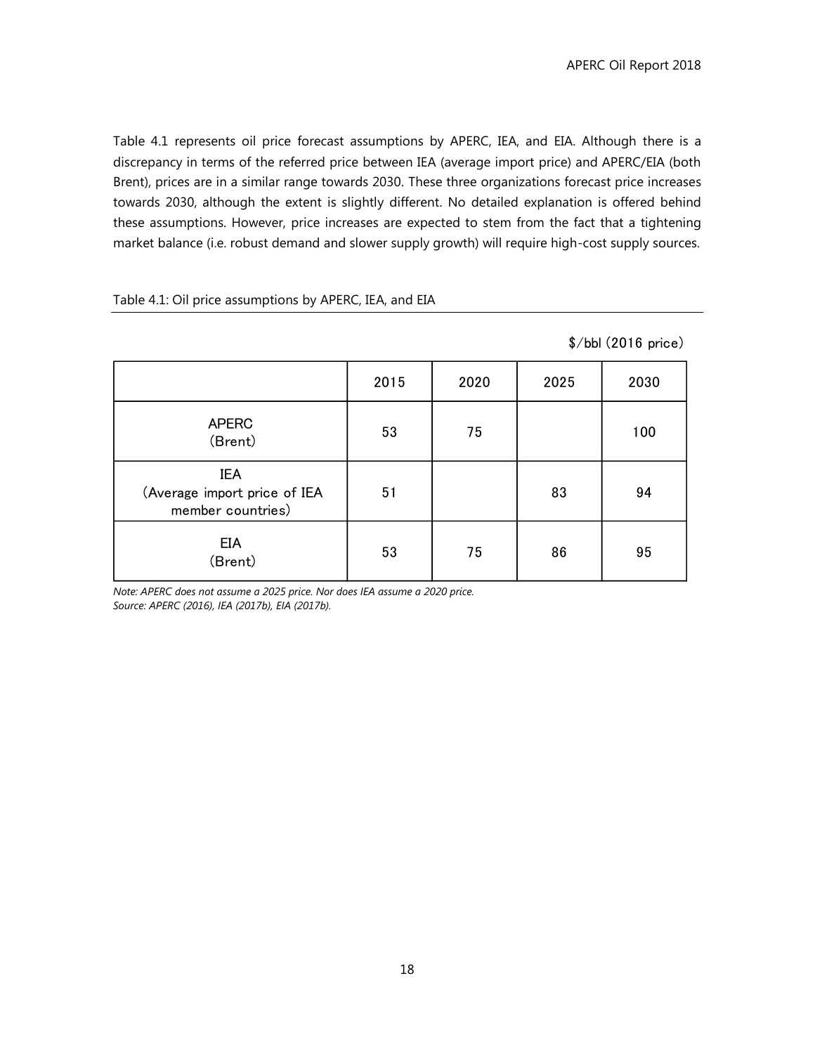Table 4.1 represents oil price forecast assumptions by APERC, IEA, and EIA. Although there is a discrepancy in terms of the referred price between IEA (average import price) and APERC/EIA (both Brent), prices are in a similar range towards 2030. These three organizations forecast price increases towards 2030, although the extent is slightly different. No detailed explanation is offered behind these assumptions. However, price increases are expected to stem from the fact that a tightening market balance (i.e. robust demand and slower supply growth) will require high-cost supply sources.

Table 4.1: Oil price assumptions by APERC, IEA, and EIA

$/bbl (2016 price)

| | 2015 | 2020 | 2025 | 2030 |
|---|---|---|---|---|
| APERC (Brent) | 53 | 75 | | 100 |
| IEA (Average import price of IEA member countries) | 51 | | 83 | 94 |
| EIA (Brent) | 53 | 75 | 86 | 95 |

*Note: APERC does not assume a 2025 price. Nor does IEA assume a 2020 price.*
*Source: APERC (2016), IEA (2017b), EIA (2017b).*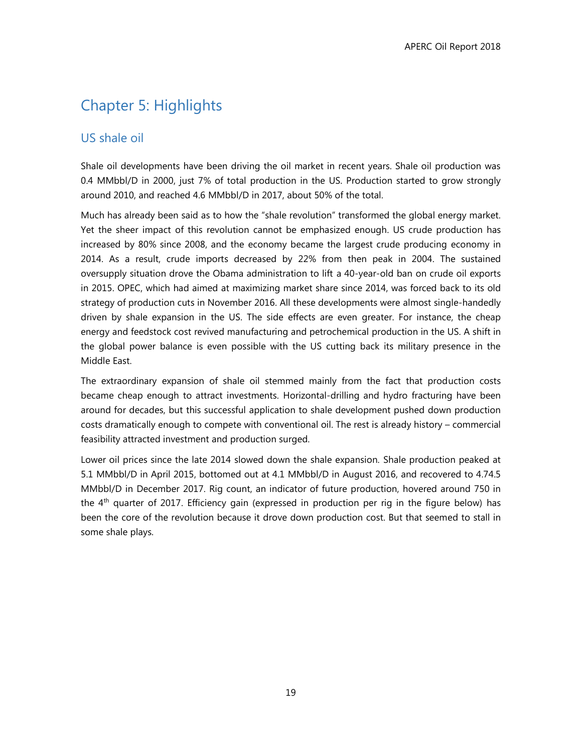# Chapter 5: Highlights

## US shale oil

Shale oil developments have been driving the oil market in recent years. Shale oil production was 0.4 MMbbl/D in 2000, just 7% of total production in the US. Production started to grow strongly around 2010, and reached 4.6 MMbbl/D in 2017, about 50% of the total.

Much has already been said as to how the "shale revolution" transformed the global energy market. Yet the sheer impact of this revolution cannot be emphasized enough. US crude production has increased by 80% since 2008, and the economy became the largest crude producing economy in 2014. As a result, crude imports decreased by 22% from then peak in 2004. The sustained oversupply situation drove the Obama administration to lift a 40-year-old ban on crude oil exports in 2015. OPEC, which had aimed at maximizing market share since 2014, was forced back to its old strategy of production cuts in November 2016. All these developments were almost single-handedly driven by shale expansion in the US. The side effects are even greater. For instance, the cheap energy and feedstock cost revived manufacturing and petrochemical production in the US. A shift in the global power balance is even possible with the US cutting back its military presence in the Middle East.

The extraordinary expansion of shale oil stemmed mainly from the fact that production costs became cheap enough to attract investments. Horizontal-drilling and hydro fracturing have been around for decades, but this successful application to shale development pushed down production costs dramatically enough to compete with conventional oil. The rest is already history – commercial feasibility attracted investment and production surged.

Lower oil prices since the late 2014 slowed down the shale expansion. Shale production peaked at 5.1 MMbbl/D in April 2015, bottomed out at 4.1 MMbbl/D in August 2016, and recovered to 4.74.5 MMbbl/D in December 2017. Rig count, an indicator of future production, hovered around 750 in the 4th quarter of 2017. Efficiency gain (expressed in production per rig in the figure below) has been the core of the revolution because it drove down production cost. But that seemed to stall in some shale plays.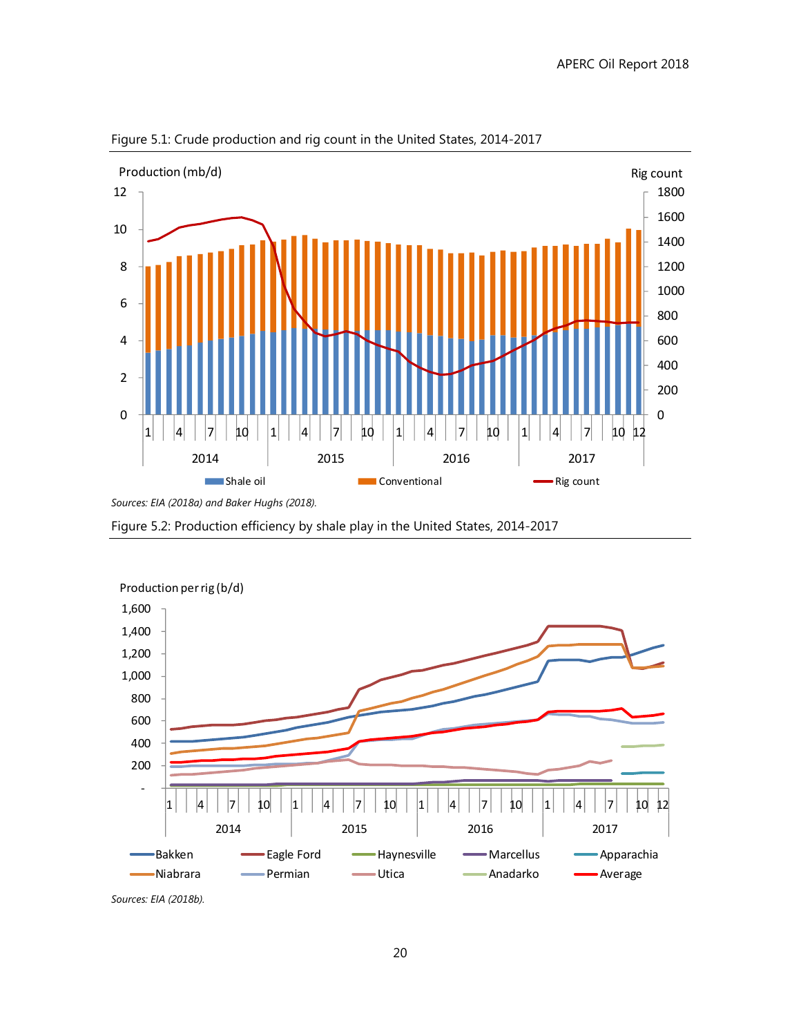Figure 5.1: Crude production and rig count in the United States, 2014-2017

*Sources: EIA (2018a) and Baker Hughs (2018).*

Figure 5.2: Production efficiency by shale play in the United States, 2014-2017

*Sources: EIA (2018b).*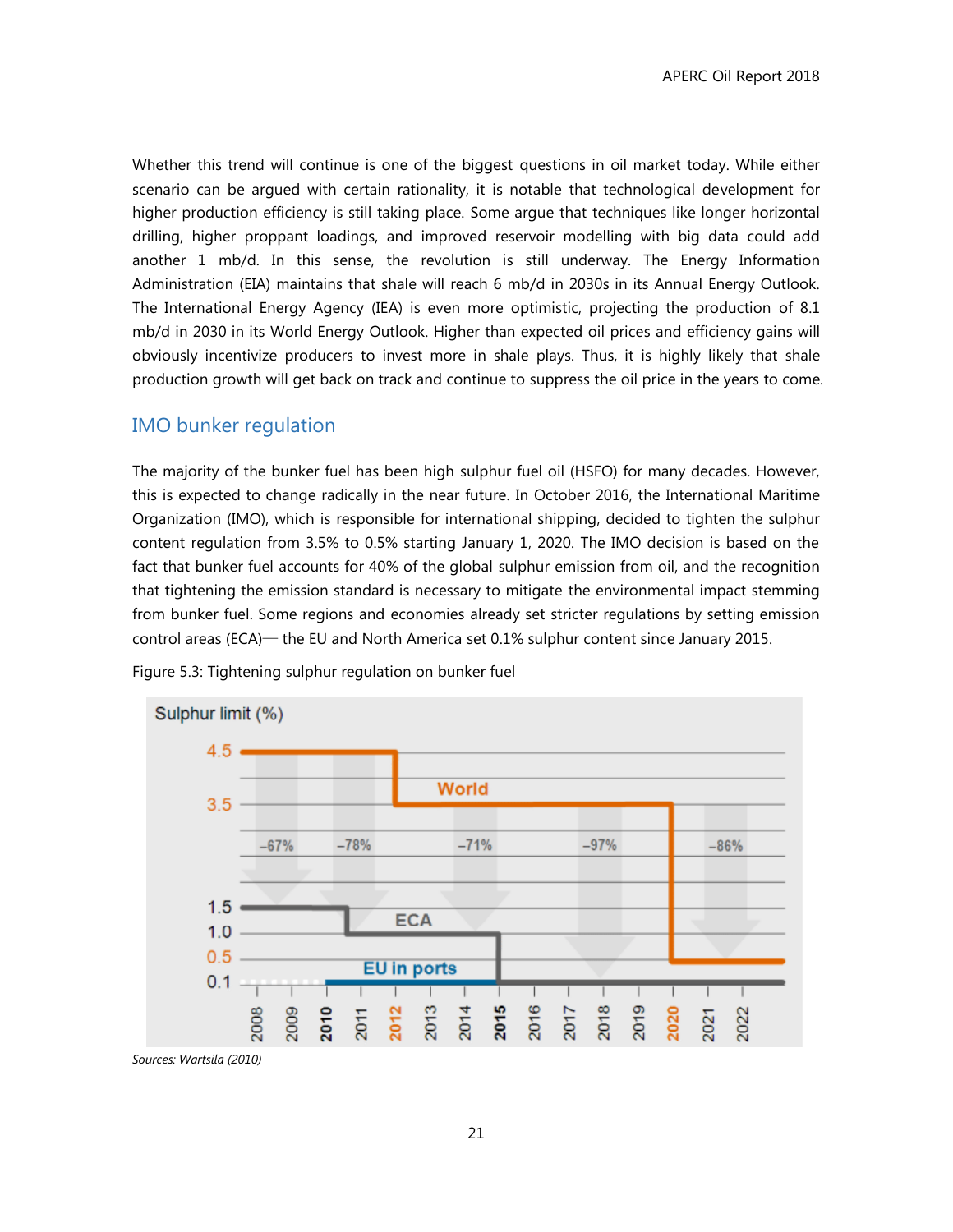Whether this trend will continue is one of the biggest questions in oil market today. While either scenario can be argued with certain rationality, it is notable that technological development for higher production efficiency is still taking place. Some argue that techniques like longer horizontal drilling, higher proppant loadings, and improved reservoir modelling with big data could add another 1 mb/d. In this sense, the revolution is still underway. The Energy Information Administration (EIA) maintains that shale will reach 6 mb/d in 2030s in its Annual Energy Outlook. The International Energy Agency (IEA) is even more optimistic, projecting the production of 8.1 mb/d in 2030 in its World Energy Outlook. Higher than expected oil prices and efficiency gains will obviously incentivize producers to invest more in shale plays. Thus, it is highly likely that shale production growth will get back on track and continue to suppress the oil price in the years to come.

## IMO bunker regulation

The majority of the bunker fuel has been high sulphur fuel oil (HSFO) for many decades. However, this is expected to change radically in the near future. In October 2016, the International Maritime Organization (IMO), which is responsible for international shipping, decided to tighten the sulphur content regulation from 3.5% to 0.5% starting January 1, 2020. The IMO decision is based on the fact that bunker fuel accounts for 40% of the global sulphur emission from oil, and the recognition that tightening the emission standard is necessary to mitigate the environmental impact stemming from bunker fuel. Some regions and economies already set stricter regulations by setting emission control areas (ECA)— the EU and North America set 0.1% sulphur content since January 2015.

Figure 5.3: Tightening sulphur regulation on bunker fuel

*Sources: Wartsila (2010)*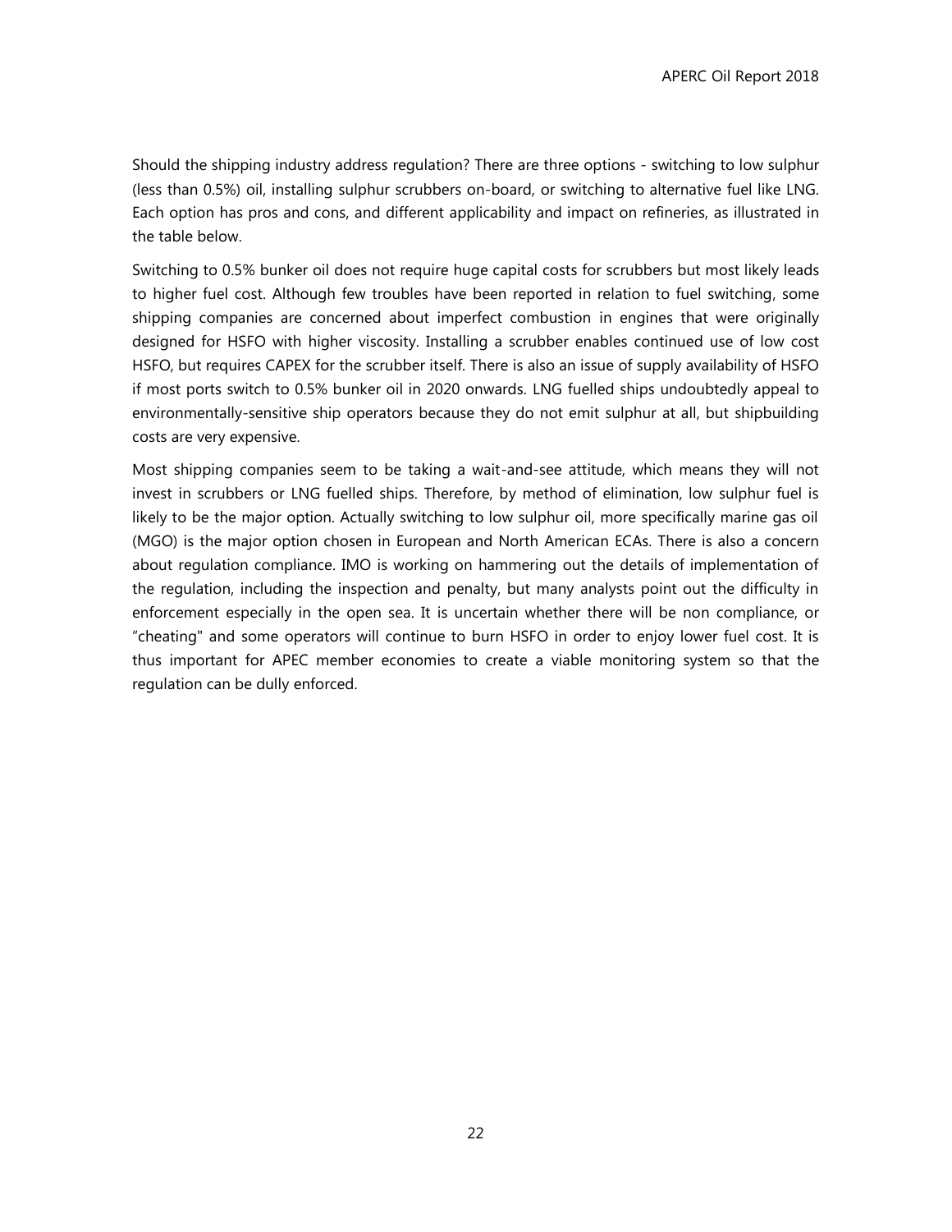Should the shipping industry address regulation? There are three options - switching to low sulphur (less than 0.5%) oil, installing sulphur scrubbers on-board, or switching to alternative fuel like LNG. Each option has pros and cons, and different applicability and impact on refineries, as illustrated in the table below.

Switching to 0.5% bunker oil does not require huge capital costs for scrubbers but most likely leads to higher fuel cost. Although few troubles have been reported in relation to fuel switching, some shipping companies are concerned about imperfect combustion in engines that were originally designed for HSFO with higher viscosity. Installing a scrubber enables continued use of low cost HSFO, but requires CAPEX for the scrubber itself. There is also an issue of supply availability of HSFO if most ports switch to 0.5% bunker oil in 2020 onwards. LNG fuelled ships undoubtedly appeal to environmentally-sensitive ship operators because they do not emit sulphur at all, but shipbuilding costs are very expensive.

Most shipping companies seem to be taking a wait-and-see attitude, which means they will not invest in scrubbers or LNG fuelled ships. Therefore, by method of elimination, low sulphur fuel is likely to be the major option. Actually switching to low sulphur oil, more specifically marine gas oil (MGO) is the major option chosen in European and North American ECAs. There is also a concern about regulation compliance. IMO is working on hammering out the details of implementation of the regulation, including the inspection and penalty, but many analysts point out the difficulty in enforcement especially in the open sea. It is uncertain whether there will be non compliance, or "cheating" and some operators will continue to burn HSFO in order to enjoy lower fuel cost. It is thus important for APEC member economies to create a viable monitoring system so that the regulation can be dully enforced.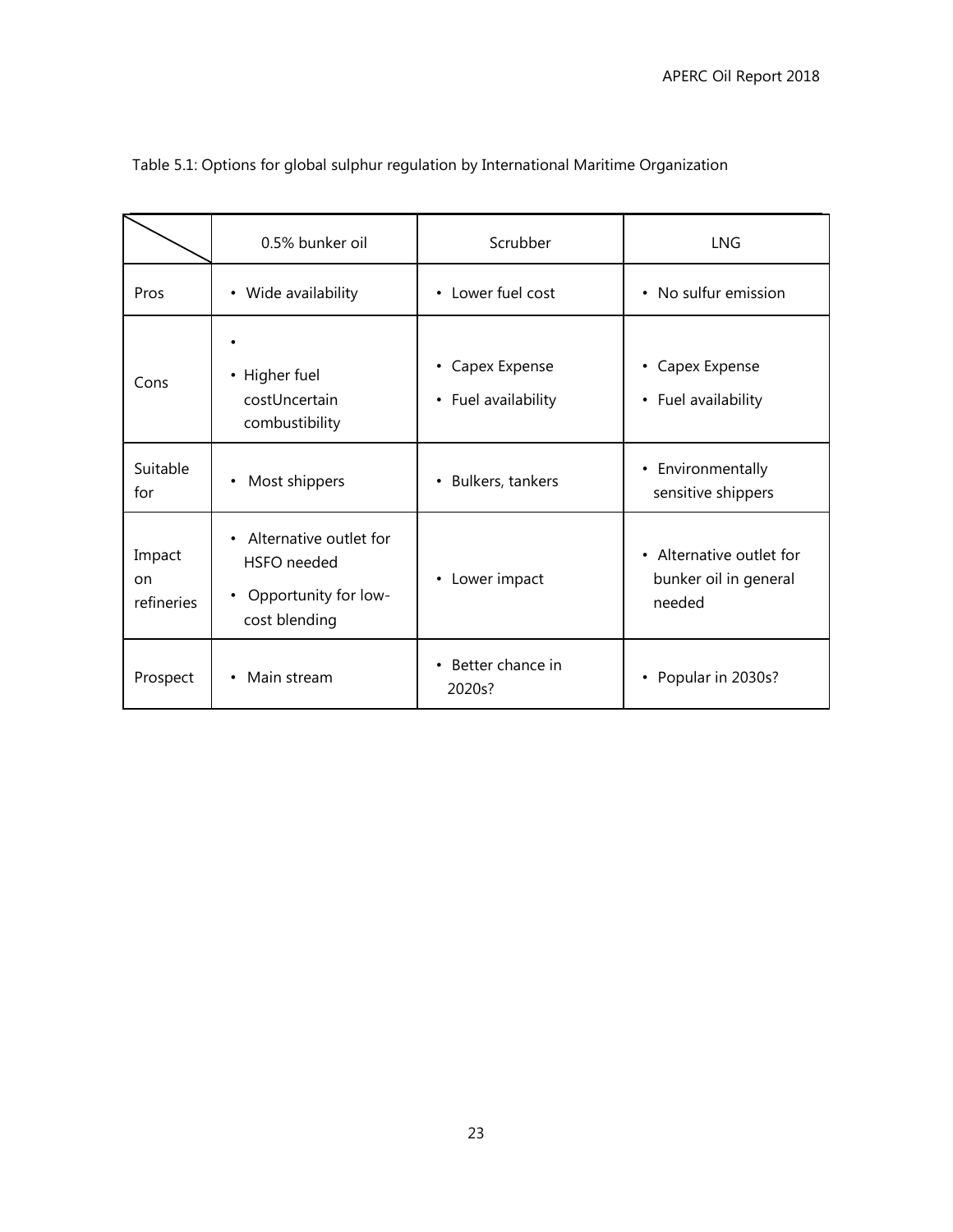Table 5.1: Options for global sulphur regulation by International Maritime Organization

| | 0.5% bunker oil | Scrubber | LNG |
|---|---|---|---|
| Pros | • Wide availability | • Lower fuel cost | • No sulfur emission |
| Cons | • <br>• Higher fuel costUncertain combustibility | • Capex Expense<br>• Fuel availability | • Capex Expense<br>• Fuel availability |
| Suitable for | • Most shippers | • Bulkers, tankers | • Environmentally sensitive shippers |
| Impact on refineries | • Alternative outlet for HSFO needed<br>• Opportunity for low-cost blending | • Lower impact | • Alternative outlet for bunker oil in general needed |
| Prospect | • Main stream | • Better chance in 2020s? | • Popular in 2030s? |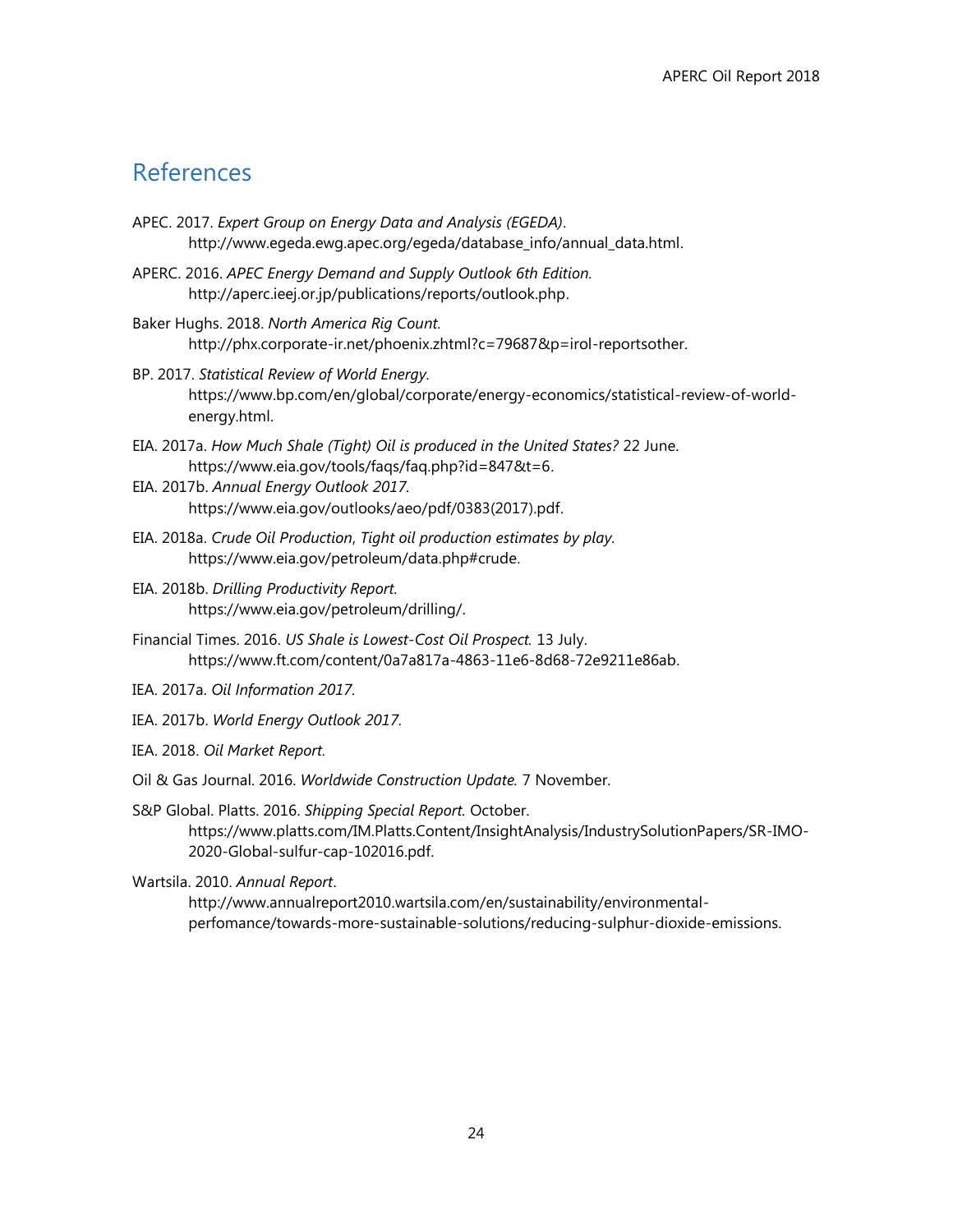# References

APEC. 2017. *Expert Group on Energy Data and Analysis (EGEDA)*. http://www.egeda.ewg.apec.org/egeda/database_info/annual_data.html.

APERC. 2016. *APEC Energy Demand and Supply Outlook 6th Edition.* http://aperc.ieej.or.jp/publications/reports/outlook.php.

Baker Hughs. 2018. *North America Rig Count.* http://phx.corporate-ir.net/phoenix.zhtml?c=79687&p=irol-reportsother.

BP. 2017. *Statistical Review of World Energy.* https://www.bp.com/en/global/corporate/energy-economics/statistical-review-of-world-energy.html.

EIA. 2017a. *How Much Shale (Tight) Oil is produced in the United States?* 22 June. https://www.eia.gov/tools/faqs/faq.php?id=847&t=6.

EIA. 2017b. *Annual Energy Outlook 2017.* https://www.eia.gov/outlooks/aeo/pdf/0383(2017).pdf.

EIA. 2018a. *Crude Oil Production, Tight oil production estimates by play.* https://www.eia.gov/petroleum/data.php#crude.

EIA. 2018b. *Drilling Productivity Report.* https://www.eia.gov/petroleum/drilling/.

Financial Times. 2016. *US Shale is Lowest-Cost Oil Prospect.* 13 July. https://www.ft.com/content/0a7a817a-4863-11e6-8d68-72e9211e86ab.

IEA. 2017a. *Oil Information 2017.*

IEA. 2017b. *World Energy Outlook 2017.*

IEA. 2018. *Oil Market Report.*

Oil & Gas Journal. 2016. *Worldwide Construction Update.* 7 November.

S&P Global. Platts. 2016. *Shipping Special Report.* October. https://www.platts.com/IM.Platts.Content/InsightAnalysis/IndustrySolutionPapers/SR-IMO-2020-Global-sulfur-cap-102016.pdf.

Wartsila. 2010. *Annual Report*. http://www.annualreport2010.wartsila.com/en/sustainability/environmental-perfomance/towards-more-sustainable-solutions/reducing-sulphur-dioxide-emissions.